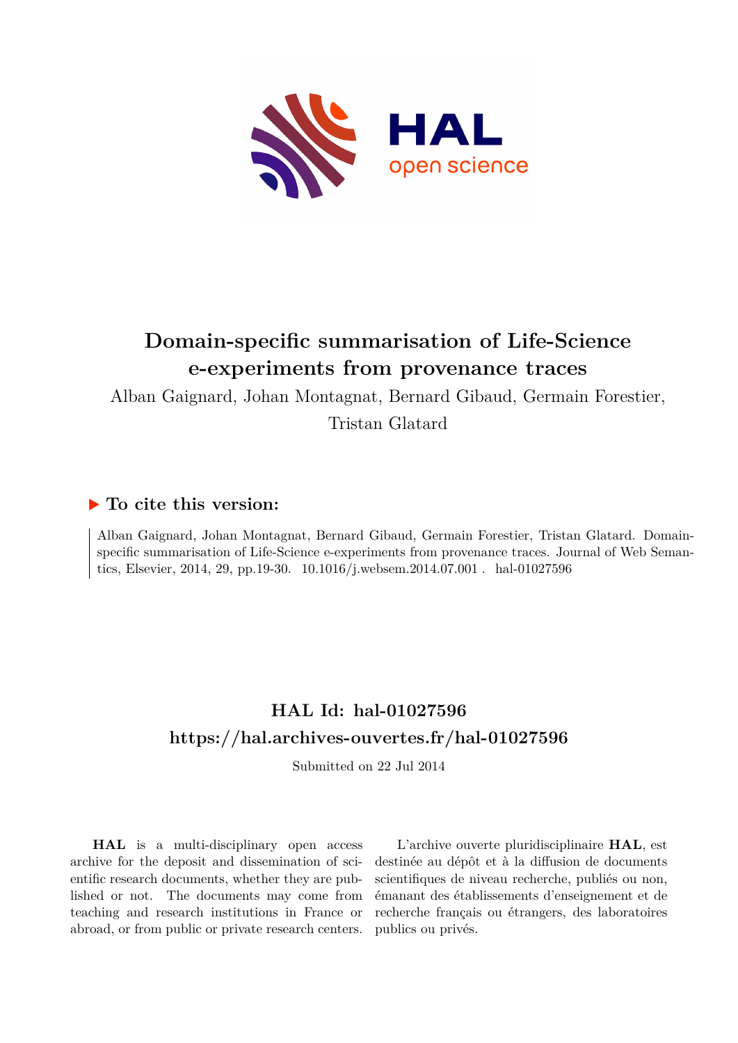# Domain-specific summarisation of Life-Science e-experiments from provenance traces

Alban Gaignard, Johan Montagnat, Bernard Gibaud, Germain Forestier, Tristan Glatard

## ▶ To cite this version:

Alban Gaignard, Johan Montagnat, Bernard Gibaud, Germain Forestier, Tristan Glatard. Domain-specific summarisation of Life-Science e-experiments from provenance traces. Journal of Web Semantics, Elsevier, 2014, 29, pp.19-30. 10.1016/j.websem.2014.07.001 . hal-01027596

## HAL Id: hal-01027596
## https://hal.archives-ouvertes.fr/hal-01027596

Submitted on 22 Jul 2014

**HAL** is a multi-disciplinary open access archive for the deposit and dissemination of scientific research documents, whether they are published or not. The documents may come from teaching and research institutions in France or abroad, or from public or private research centers.

L'archive ouverte pluridisciplinaire **HAL**, est destinée au dépôt et à la diffusion de documents scientifiques de niveau recherche, publiés ou non, émanant des établissements d'enseignement et de recherche français ou étrangers, des laboratoires publics ou privés.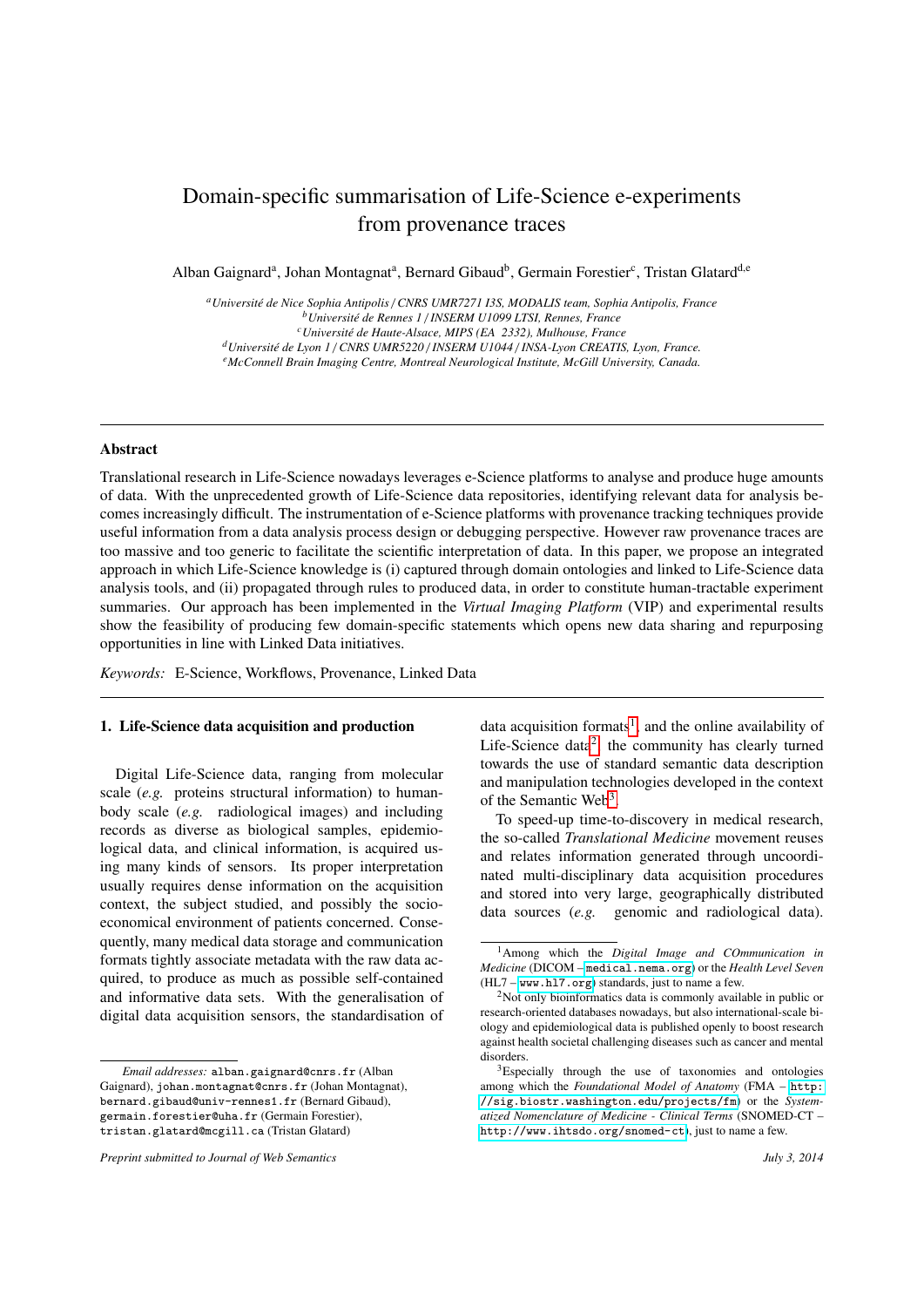# Domain-specific summarisation of Life-Science e-experiments from provenance traces

Alban Gaignard[a], Johan Montagnat[a], Bernard Gibaud[b], Germain Forestier[c], Tristan Glatard[d,e]

[a] *Université de Nice Sophia Antipolis / CNRS UMR7271 I3S, MODALIS team, Sophia Antipolis, France*
[b] *Université de Rennes 1 / INSERM U1099 LTSI, Rennes, France*
[c] *Université de Haute-Alsace, MIPS (EA 2332), Mulhouse, France*
[d] *Université de Lyon 1 / CNRS UMR5220 / INSERM U1044 / INSA-Lyon CREATIS, Lyon, France.*
[e] *McConnell Brain Imaging Centre, Montreal Neurological Institute, McGill University, Canada.*

## Abstract

Translational research in Life-Science nowadays leverages e-Science platforms to analyse and produce huge amounts of data. With the unprecedented growth of Life-Science data repositories, identifying relevant data for analysis becomes increasingly difficult. The instrumentation of e-Science platforms with provenance tracking techniques provide useful information from a data analysis process design or debugging perspective. However raw provenance traces are too massive and too generic to facilitate the scientific interpretation of data. In this paper, we propose an integrated approach in which Life-Science knowledge is (i) captured through domain ontologies and linked to Life-Science data analysis tools, and (ii) propagated through rules to produced data, in order to constitute human-tractable experiment summaries. Our approach has been implemented in the *Virtual Imaging Platform* (VIP) and experimental results show the feasibility of producing few domain-specific statements which opens new data sharing and repurposing opportunities in line with Linked Data initiatives.

*Keywords:* E-Science, Workflows, Provenance, Linked Data

## 1. Life-Science data acquisition and production

Digital Life-Science data, ranging from molecular scale (*e.g.* proteins structural information) to human-body scale (*e.g.* radiological images) and including records as diverse as biological samples, epidemiological data, and clinical information, is acquired using many kinds of sensors. Its proper interpretation usually requires dense information on the acquisition context, the subject studied, and possibly the socio-economical environment of patients concerned. Consequently, many medical data storage and communication formats tightly associate metadata with the raw data acquired, to produce as much as possible self-contained and informative data sets. With the generalisation of digital data acquisition sensors, the standardisation of data acquisition formats[1], and the online availability of Life-Science data[2], the community has clearly turned towards the use of standard semantic data description and manipulation technologies developed in the context of the Semantic Web[3].

To speed-up time-to-discovery in medical research, the so-called *Translational Medicine* movement reuses and relates information generated through uncoordinated multi-disciplinary data acquisition procedures and stored into very large, geographically distributed data sources (*e.g.* genomic and radiological data).

*Email addresses:* alban.gaignard@cnrs.fr (Alban Gaignard), johan.montagnat@cnrs.fr (Johan Montagnat), bernard.gibaud@univ-rennes1.fr (Bernard Gibaud), germain.forestier@uha.fr (Germain Forestier), tristan.glatard@mcgill.ca (Tristan Glatard)

[1] Among which the *Digital Image and COmmunication in Medicine* (DICOM – medical.nema.org) or the *Health Level Seven* (HL7 – www.hl7.org) standards, just to name a few.

[2] Not only bioinformatics data is commonly available in public or research-oriented databases nowadays, but also international-scale biology and epidemiological data is published openly to boost research against health societal challenging diseases such as cancer and mental disorders.

[3] Especially through the use of taxonomies and ontologies among which the *Foundational Model of Anatomy* (FMA – http://sig.biostr.washington.edu/projects/fm) or the *Systematized Nomenclature of Medicine - Clinical Terms* (SNOMED-CT – http://www.ihtsdo.org/snomed-ct), just to name a few.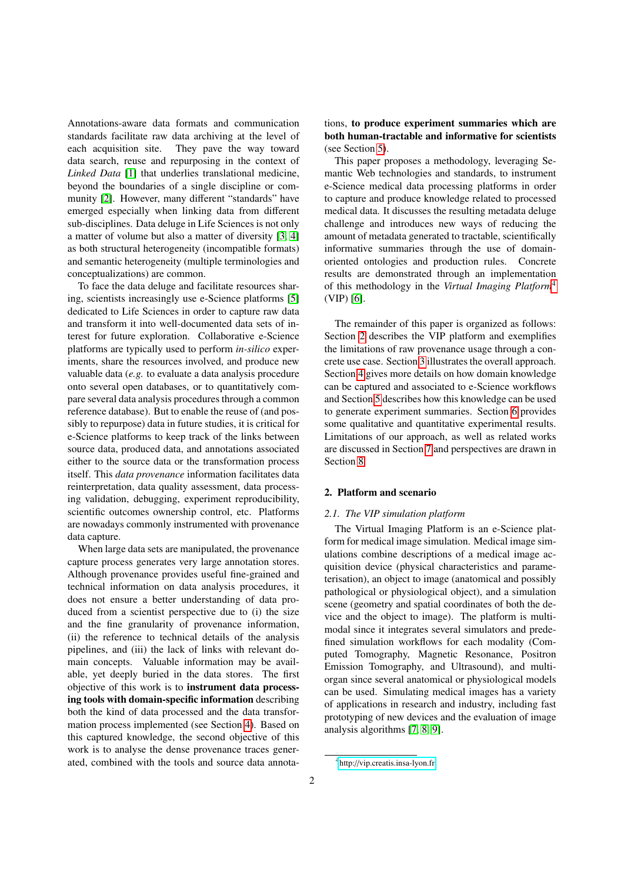Annotations-aware data formats and communication standards facilitate raw data archiving at the level of each acquisition site. They pave the way toward data search, reuse and repurposing in the context of *Linked Data* [1] that underlies translational medicine, beyond the boundaries of a single discipline or community [2]. However, many different "standards" have emerged especially when linking data from different sub-disciplines. Data deluge in Life Sciences is not only a matter of volume but also a matter of diversity [3, 4] as both structural heterogeneity (incompatible formats) and semantic heterogeneity (multiple terminologies and conceptualizations) are common.

To face the data deluge and facilitate resources sharing, scientists increasingly use e-Science platforms [5] dedicated to Life Sciences in order to capture raw data and transform it into well-documented data sets of interest for future exploration. Collaborative e-Science platforms are typically used to perform *in-silico* experiments, share the resources involved, and produce new valuable data (*e.g.* to evaluate a data analysis procedure onto several open databases, or to quantitatively compare several data analysis procedures through a common reference database). But to enable the reuse of (and possibly to repurpose) data in future studies, it is critical for e-Science platforms to keep track of the links between source data, produced data, and annotations associated either to the source data or the transformation process itself. This *data provenance* information facilitates data reinterpretation, data quality assessment, data processing validation, debugging, experiment reproducibility, scientific outcomes ownership control, etc. Platforms are nowadays commonly instrumented with provenance data capture.

When large data sets are manipulated, the provenance capture process generates very large annotation stores. Although provenance provides useful fine-grained and technical information on data analysis procedures, it does not ensure a better understanding of data produced from a scientist perspective due to (i) the size and the fine granularity of provenance information, (ii) the reference to technical details of the analysis pipelines, and (iii) the lack of links with relevant domain concepts. Valuable information may be available, yet deeply buried in the data stores. The first objective of this work is to **instrument data processing tools with domain-specific information** describing both the kind of data processed and the data transformation process implemented (see Section 4). Based on this captured knowledge, the second objective of this work is to analyse the dense provenance traces generated, combined with the tools and source data annotations, **to produce experiment summaries which are both human-tractable and informative for scientists** (see Section 5).

This paper proposes a methodology, leveraging Semantic Web technologies and standards, to instrument e-Science medical data processing platforms in order to capture and produce knowledge related to processed medical data. It discusses the resulting metadata deluge challenge and introduces new ways of reducing the amount of metadata generated to tractable, scientifically informative summaries through the use of domain-oriented ontologies and production rules. Concrete results are demonstrated through an implementation of this methodology in the *Virtual Imaging Platform*[4] (VIP) [6].

The remainder of this paper is organized as follows: Section 2 describes the VIP platform and exemplifies the limitations of raw provenance usage through a concrete use case. Section 3 illustrates the overall approach. Section 4 gives more details on how domain knowledge can be captured and associated to e-Science workflows and Section 5 describes how this knowledge can be used to generate experiment summaries. Section 6 provides some qualitative and quantitative experimental results. Limitations of our approach, as well as related works are discussed in Section 7 and perspectives are drawn in Section 8.

## 2. Platform and scenario

### 2.1. The VIP simulation platform

The Virtual Imaging Platform is an e-Science platform for medical image simulation. Medical image simulations combine descriptions of a medical image acquisition device (physical characteristics and parameterisation), an object to image (anatomical and possibly pathological or physiological object), and a simulation scene (geometry and spatial coordinates of both the device and the object to image). The platform is multi-modal since it integrates several simulators and predefined simulation workflows for each modality (Computed Tomography, Magnetic Resonance, Positron Emission Tomography, and Ultrasound), and multi-organ since several anatomical or physiological models can be used. Simulating medical images has a variety of applications in research and industry, including fast prototyping of new devices and the evaluation of image analysis algorithms [7, 8, 9].

[4] http://vip.creatis.insa-lyon.fr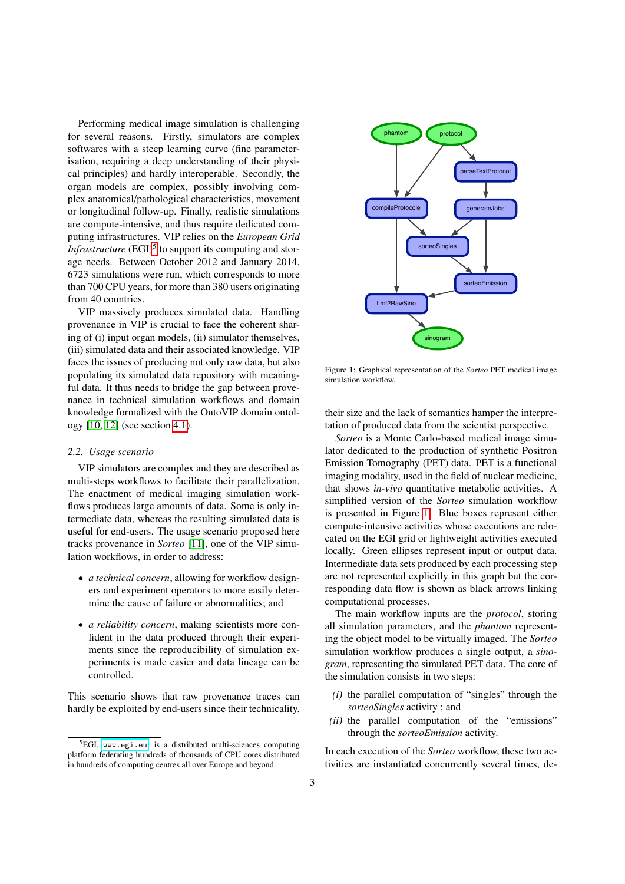Performing medical image simulation is challenging for several reasons. Firstly, simulators are complex softwares with a steep learning curve (fine parameterisation, requiring a deep understanding of their physical principles) and hardly interoperable. Secondly, the organ models are complex, possibly involving complex anatomical/pathological characteristics, movement or longitudinal follow-up. Finally, realistic simulations are compute-intensive, and thus require dedicated computing infrastructures. VIP relies on the *European Grid Infrastructure* (EGI)[5] to support its computing and storage needs. Between October 2012 and January 2014, 6723 simulations were run, which corresponds to more than 700 CPU years, for more than 380 users originating from 40 countries.

VIP massively produces simulated data. Handling provenance in VIP is crucial to face the coherent sharing of (i) input organ models, (ii) simulator themselves, (iii) simulated data and their associated knowledge. VIP faces the issues of producing not only raw data, but also populating its simulated data repository with meaningful data. It thus needs to bridge the gap between provenance in technical simulation workflows and domain knowledge formalized with the OntoVIP domain ontology [10, 12] (see section 4.1).

### 2.2. Usage scenario

VIP simulators are complex and they are described as multi-steps workflows to facilitate their parallelization. The enactment of medical imaging simulation workflows produces large amounts of data. Some is only intermediate data, whereas the resulting simulated data is useful for end-users. The usage scenario proposed here tracks provenance in *Sorteo* [11], one of the VIP simulation workflows, in order to address:

- *a technical concern*, allowing for workflow designers and experiment operators to more easily determine the cause of failure or abnormalities; and
- *a reliability concern*, making scientists more confident in the data produced through their experiments since the reproducibility of simulation experiments is made easier and data lineage can be controlled.

This scenario shows that raw provenance traces can hardly be exploited by end-users since their technicality, their size and the lack of semantics hamper the interpretation of produced data from the scientist perspective.

Figure 1: Graphical representation of the *Sorteo* PET medical image simulation workflow.

*Sorteo* is a Monte Carlo-based medical image simulator dedicated to the production of synthetic Positron Emission Tomography (PET) data. PET is a functional imaging modality, used in the field of nuclear medicine, that shows *in-vivo* quantitative metabolic activities. A simplified version of the *Sorteo* simulation workflow is presented in Figure 1. Blue boxes represent either compute-intensive activities whose executions are relocated on the EGI grid or lightweight activities executed locally. Green ellipses represent input or output data. Intermediate data sets produced by each processing step are not represented explicitly in this graph but the corresponding data flow is shown as black arrows linking computational processes.

The main workflow inputs are the *protocol*, storing all simulation parameters, and the *phantom* representing the object model to be virtually imaged. The *Sorteo* simulation workflow produces a single output, a *sinogram*, representing the simulated PET data. The core of the simulation consists in two steps:

*(i)* the parallel computation of "singles" through the *sorteoSingles* activity ; and

*(ii)* the parallel computation of the "emissions" through the *sorteoEmission* activity.

In each execution of the *Sorteo* workflow, these two activities are instantiated concurrently several times, de-

[5] EGI, www.egi.eu, is a distributed multi-sciences computing platform federating hundreds of thousands of CPU cores distributed in hundreds of computing centres all over Europe and beyond.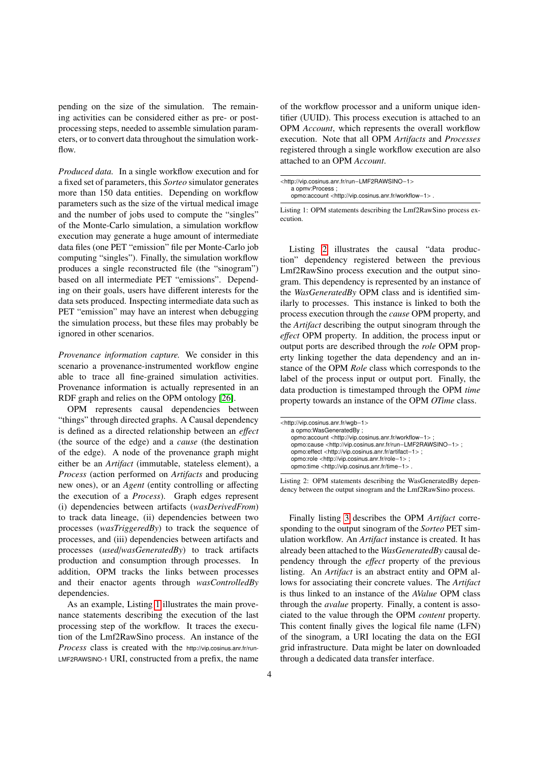pending on the size of the simulation. The remaining activities can be considered either as pre- or post-processing steps, needed to assemble simulation parameters, or to convert data throughout the simulation workflow.

*Produced data.* In a single workflow execution and for a fixed set of parameters, this *Sorteo* simulator generates more than 150 data entities. Depending on workflow parameters such as the size of the virtual medical image and the number of jobs used to compute the "singles" of the Monte-Carlo simulation, a simulation workflow execution may generate a huge amount of intermediate data files (one PET "emission" file per Monte-Carlo job computing "singles"). Finally, the simulation workflow produces a single reconstructed file (the "sinogram") based on all intermediate PET "emissions". Depending on their goals, users have different interests for the data sets produced. Inspecting intermediate data such as PET "emission" may have an interest when debugging the simulation process, but these files may probably be ignored in other scenarios.

*Provenance information capture.* We consider in this scenario a provenance-instrumented workflow engine able to trace all fine-grained simulation activities. Provenance information is actually represented in an RDF graph and relies on the OPM ontology [26].

OPM represents causal dependencies between "things" through directed graphs. A Causal dependency is defined as a directed relationship between an *effect* (the source of the edge) and a *cause* (the destination of the edge). A node of the provenance graph might either be an *Artifact* (immutable, stateless element), a *Process* (action performed on *Artifacts* and producing new ones), or an *Agent* (entity controlling or affecting the execution of a *Process*). Graph edges represent (i) dependencies between artifacts (*wasDerivedFrom*) to track data lineage, (ii) dependencies between two processes (*wasTriggeredBy*) to track the sequence of processes, and (iii) dependencies between artifacts and processes (*used*/*wasGeneratedBy*) to track artifacts production and consumption through processes. In addition, OPM tracks the links between processes and their enactor agents through *wasControlledBy* dependencies.

As an example, Listing 1 illustrates the main provenance statements describing the execution of the last processing step of the workflow. It traces the execution of the Lmf2RawSino process. An instance of the *Process* class is created with the http://vip.cosinus.anr.fr/run-LMF2RAWSINO-1 URI, constructed from a prefix, the name of the workflow processor and a uniform unique identifier (UUID). This process execution is attached to an OPM *Account*, which represents the overall workflow execution. Note that all OPM *Artifacts* and *Processes* registered through a single workflow execution are also attached to an OPM *Account*.

```
<http://vip.cosinus.anr.fr/run−LMF2RAWSINO−1>
    a opmv:Process ;
    opmo:account <http://vip.cosinus.anr.fr/workflow−1> .
```

Listing 1: OPM statements describing the Lmf2RawSino process execution.

Listing 2 illustrates the causal "data production" dependency registered between the previous Lmf2RawSino process execution and the output sinogram. This dependency is represented by an instance of the *WasGeneratedBy* OPM class and is identified similarly to processes. This instance is linked to both the process execution through the *cause* OPM property, and the *Artifact* describing the output sinogram through the *effect* OPM property. In addition, the process input or output ports are described through the *role* OPM property linking together the data dependency and an instance of the OPM *Role* class which corresponds to the label of the process input or output port. Finally, the data production is timestamped through the OPM *time* property towards an instance of the OPM *OTime* class.

```
<http://vip.cosinus.anr.fr/wgb−1>
    a opmo:WasGeneratedBy ;
    opmo:account <http://vip.cosinus.anr.fr/workflow−1> ;
    opmo:cause <http://vip.cosinus.anr.fr/run−LMF2RAWSINO−1> ;
    opmo:effect <http://vip.cosinus.anr.fr/artifact−1> ;
    opmo:role <http://vip.cosinus.anr.fr/role−1> ;
    opmo:time <http://vip.cosinus.anr.fr/time−1> .
```

Listing 2: OPM statements describing the WasGeneratedBy dependency between the output sinogram and the Lmf2RawSino process.

Finally listing 3 describes the OPM *Artifact* corresponding to the output sinogram of the *Sorteo* PET simulation workflow. An *Artifact* instance is created. It has already been attached to the *WasGeneratedBy* causal dependency through the *effect* property of the previous listing. An *Artifact* is an abstract entity and OPM allows for associating their concrete values. The *Artifact* is thus linked to an instance of the *AValue* OPM class through the *avalue* property. Finally, a content is associated to the value through the OPM *content* property. This content finally gives the logical file name (LFN) of the sinogram, a URI locating the data on the EGI grid infrastructure. Data might be later on downloaded through a dedicated data transfer interface.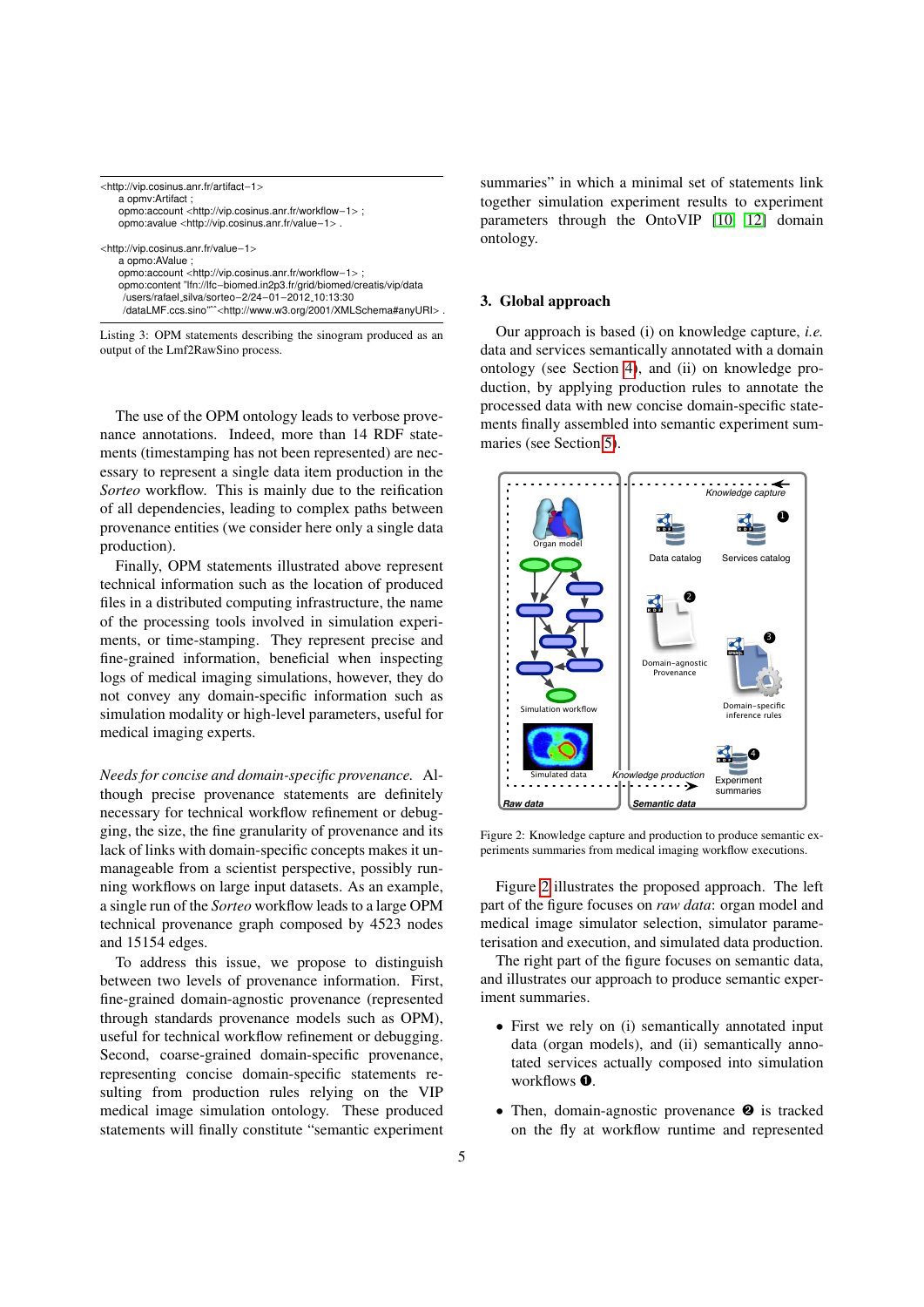```
<http://vip.cosinus.anr.fr/artifact−1>
    a opmv:Artifact ;
    opmo:account <http://vip.cosinus.anr.fr/workflow−1> ;
    opmo:avalue <http://vip.cosinus.anr.fr/value−1> .

<http://vip.cosinus.anr.fr/value−1>
    a opmo:AValue ;
    opmo:account <http://vip.cosinus.anr.fr/workflow−1> ;
    opmo:content "lfn://lfc−biomed.in2p3.fr/grid/biomed/creatis/vip/data
     /users/rafael_silva/sorteo−2/24−01−2012_10:13:30
     /dataLMF.ccs.sino"^^<http://www.w3.org/2001/XMLSchema#anyURI> .
```

Listing 3: OPM statements describing the sinogram produced as an output of the Lmf2RawSino process.

The use of the OPM ontology leads to verbose provenance annotations. Indeed, more than 14 RDF statements (timestamping has not been represented) are necessary to represent a single data item production in the *Sorteo* workflow. This is mainly due to the reification of all dependencies, leading to complex paths between provenance entities (we consider here only a single data production).

Finally, OPM statements illustrated above represent technical information such as the location of produced files in a distributed computing infrastructure, the name of the processing tools involved in simulation experiments, or time-stamping. They represent precise and fine-grained information, beneficial when inspecting logs of medical imaging simulations, however, they do not convey any domain-specific information such as simulation modality or high-level parameters, useful for medical imaging experts.

*Needs for concise and domain-specific provenance.* Although precise provenance statements are definitely necessary for technical workflow refinement or debugging, the size, the fine granularity of provenance and its lack of links with domain-specific concepts makes it unmanageable from a scientist perspective, possibly running workflows on large input datasets. As an example, a single run of the *Sorteo* workflow leads to a large OPM technical provenance graph composed by 4523 nodes and 15154 edges.

To address this issue, we propose to distinguish between two levels of provenance information. First, fine-grained domain-agnostic provenance (represented through standards provenance models such as OPM), useful for technical workflow refinement or debugging. Second, coarse-grained domain-specific provenance, representing concise domain-specific statements resulting from production rules relying on the VIP medical image simulation ontology. These produced statements will finally constitute "semantic experiment summaries" in which a minimal set of statements link together simulation experiment results to experiment parameters through the OntoVIP [10] [12] domain ontology.

## 3. Global approach

Our approach is based (i) on knowledge capture, *i.e.* data and services semantically annotated with a domain ontology (see Section 4), and (ii) on knowledge production, by applying production rules to annotate the processed data with new concise domain-specific statements finally assembled into semantic experiment summaries (see Section 5).

Figure 2: Knowledge capture and production to produce semantic experiments summaries from medical imaging workflow executions.

Figure 2 illustrates the proposed approach. The left part of the figure focuses on *raw data*: organ model and medical image simulator selection, simulator parameterisation and execution, and simulated data production.

The right part of the figure focuses on semantic data, and illustrates our approach to produce semantic experiment summaries.

- First we rely on (i) semantically annotated input data (organ models), and (ii) semantically annotated services actually composed into simulation workflows ❶.
- Then, domain-agnostic provenance ❷ is tracked on the fly at workflow runtime and represented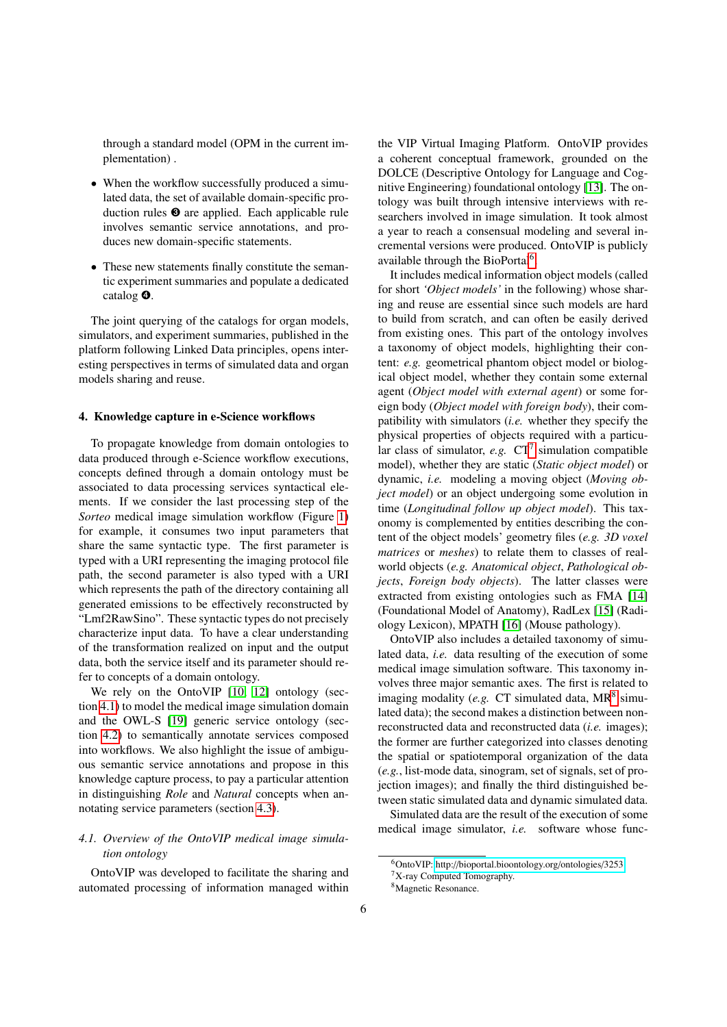through a standard model (OPM in the current implementation) .

- When the workflow successfully produced a simulated data, the set of available domain-specific production rules ❸ are applied. Each applicable rule involves semantic service annotations, and produces new domain-specific statements.
- These new statements finally constitute the semantic experiment summaries and populate a dedicated catalog ❹.

The joint querying of the catalogs for organ models, simulators, and experiment summaries, published in the platform following Linked Data principles, opens interesting perspectives in terms of simulated data and organ models sharing and reuse.

## 4. Knowledge capture in e-Science workflows

To propagate knowledge from domain ontologies to data produced through e-Science workflow executions, concepts defined through a domain ontology must be associated to data processing services syntactical elements. If we consider the last processing step of the *Sorteo* medical image simulation workflow (Figure 1) for example, it consumes two input parameters that share the same syntactic type. The first parameter is typed with a URI representing the imaging protocol file path, the second parameter is also typed with a URI which represents the path of the directory containing all generated emissions to be effectively reconstructed by "Lmf2RawSino". These syntactic types do not precisely characterize input data. To have a clear understanding of the transformation realized on input and the output data, both the service itself and its parameter should refer to concepts of a domain ontology.

We rely on the OntoVIP [10] [12] ontology (section 4.1) to model the medical image simulation domain and the OWL-S [19] generic service ontology (section 4.2) to semantically annotate services composed into workflows. We also highlight the issue of ambiguous semantic service annotations and propose in this knowledge capture process, to pay a particular attention in distinguishing *Role* and *Natural* concepts when annotating service parameters (section 4.3).

### *4.1. Overview of the OntoVIP medical image simulation ontology*

OntoVIP was developed to facilitate the sharing and automated processing of information managed within the VIP Virtual Imaging Platform. OntoVIP provides a coherent conceptual framework, grounded on the DOLCE (Descriptive Ontology for Language and Cognitive Engineering) foundational ontology [13]. The ontology was built through intensive interviews with researchers involved in image simulation. It took almost a year to reach a consensual modeling and several incremental versions were produced. OntoVIP is publicly available through the BioPortal[6].

It includes medical information object models (called for short *'Object models'* in the following) whose sharing and reuse are essential since such models are hard to build from scratch, and can often be easily derived from existing ones. This part of the ontology involves a taxonomy of object models, highlighting their content: *e.g.* geometrical phantom object model or biological object model, whether they contain some external agent (*Object model with external agent*) or some foreign body (*Object model with foreign body*), their compatibility with simulators (*i.e.* whether they specify the physical properties of objects required with a particular class of simulator, *e.g.* CT[7] simulation compatible model), whether they are static (*Static object model*) or dynamic, *i.e.* modeling a moving object (*Moving object model*) or an object undergoing some evolution in time (*Longitudinal follow up object model*). This taxonomy is complemented by entities describing the content of the object models' geometry files (*e.g. 3D voxel matrices* or *meshes*) to relate them to classes of real-world objects (*e.g. Anatomical object*, *Pathological objects*, *Foreign body objects*). The latter classes were extracted from existing ontologies such as FMA [14] (Foundational Model of Anatomy), RadLex [15] (Radiology Lexicon), MPATH [16] (Mouse pathology).

OntoVIP also includes a detailed taxonomy of simulated data, *i.e.* data resulting of the execution of some medical image simulation software. This taxonomy involves three major semantic axes. The first is related to imaging modality (*e.g.* CT simulated data, MR[8] simulated data); the second makes a distinction between non-reconstructed data and reconstructed data (*i.e.* images); the former are further categorized into classes denoting the spatial or spatiotemporal organization of the data (*e.g.*, list-mode data, sinogram, set of signals, set of projection images); and finally the third distinguished between static simulated data and dynamic simulated data.

Simulated data are the result of the execution of some medical image simulator, *i.e.* software whose func-

[6] OntoVIP: http://bioportal.bioontology.org/ontologies/3253

[7] X-ray Computed Tomography.

[8] Magnetic Resonance.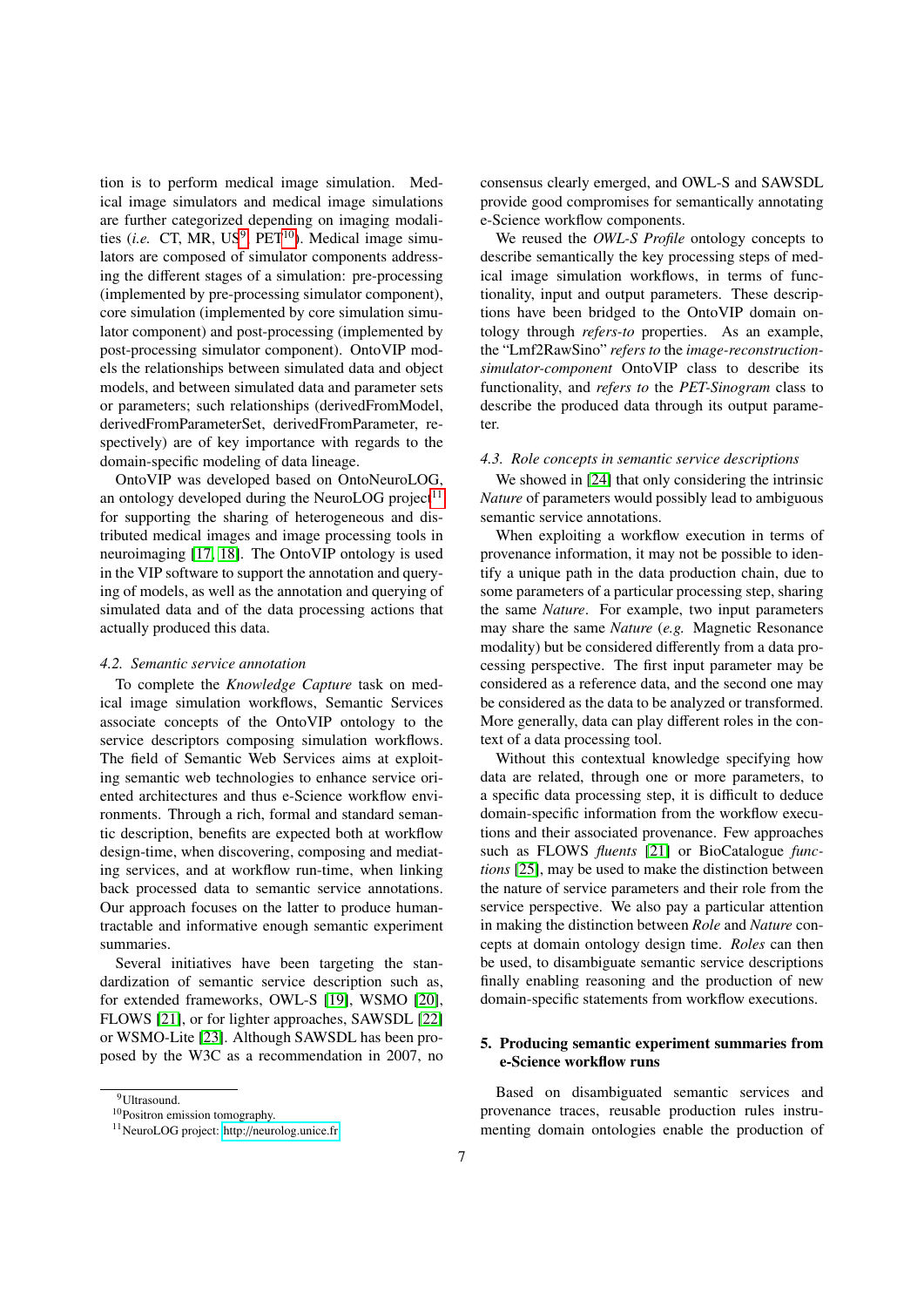tion is to perform medical image simulation. Medical image simulators and medical image simulations are further categorized depending on imaging modalities (*i.e.* CT, MR, US[9], PET[10]). Medical image simulators are composed of simulator components addressing the different stages of a simulation: pre-processing (implemented by pre-processing simulator component), core simulation (implemented by core simulation simulator component) and post-processing (implemented by post-processing simulator component). OntoVIP models the relationships between simulated data and object models, and between simulated data and parameter sets or parameters; such relationships (derivedFromModel, derivedFromParameterSet, derivedFromParameter, respectively) are of key importance with regards to the domain-specific modeling of data lineage.

OntoVIP was developed based on OntoNeuroLOG, an ontology developed during the NeuroLOG project[11] for supporting the sharing of heterogeneous and distributed medical images and image processing tools in neuroimaging [17, 18]. The OntoVIP ontology is used in the VIP software to support the annotation and querying of models, as well as the annotation and querying of simulated data and of the data processing actions that actually produced this data.

### 4.2. Semantic service annotation

To complete the *Knowledge Capture* task on medical image simulation workflows, Semantic Services associate concepts of the OntoVIP ontology to the service descriptors composing simulation workflows. The field of Semantic Web Services aims at exploiting semantic web technologies to enhance service oriented architectures and thus e-Science workflow environments. Through a rich, formal and standard semantic description, benefits are expected both at workflow design-time, when discovering, composing and mediating services, and at workflow run-time, when linking back processed data to semantic service annotations. Our approach focuses on the latter to produce human-tractable and informative enough semantic experiment summaries.

Several initiatives have been targeting the standardization of semantic service description such as, for extended frameworks, OWL-S [19], WSMO [20], FLOWS [21], or for lighter approaches, SAWSDL [22] or WSMO-Lite [23]. Although SAWSDL has been proposed by the W3C as a recommendation in 2007, no consensus clearly emerged, and OWL-S and SAWSDL provide good compromises for semantically annotating e-Science workflow components.

We reused the *OWL-S Profile* ontology concepts to describe semantically the key processing steps of medical image simulation workflows, in terms of functionality, input and output parameters. These descriptions have been bridged to the OntoVIP domain ontology through *refers-to* properties. As an example, the "Lmf2RawSino" *refers to* the *image-reconstruction-simulator-component* OntoVIP class to describe its functionality, and *refers to* the *PET-Sinogram* class to describe the produced data through its output parameter.

### 4.3. Role concepts in semantic service descriptions

We showed in [24] that only considering the intrinsic *Nature* of parameters would possibly lead to ambiguous semantic service annotations.

When exploiting a workflow execution in terms of provenance information, it may not be possible to identify a unique path in the data production chain, due to some parameters of a particular processing step, sharing the same *Nature*. For example, two input parameters may share the same *Nature* (*e.g.* Magnetic Resonance modality) but be considered differently from a data processing perspective. The first input parameter may be considered as a reference data, and the second one may be considered as the data to be analyzed or transformed. More generally, data can play different roles in the context of a data processing tool.

Without this contextual knowledge specifying how data are related, through one or more parameters, to a specific data processing step, it is difficult to deduce domain-specific information from the workflow executions and their associated provenance. Few approaches such as FLOWS *fluents* [21] or BioCatalogue *functions* [25], may be used to make the distinction between the nature of service parameters and their role from the service perspective. We also pay a particular attention in making the distinction between *Role* and *Nature* concepts at domain ontology design time. *Roles* can then be used, to disambiguate semantic service descriptions finally enabling reasoning and the production of new domain-specific statements from workflow executions.

## 5. Producing semantic experiment summaries from e-Science workflow runs

Based on disambiguated semantic services and provenance traces, reusable production rules instrumenting domain ontologies enable the production of

[9]Ultrasound.

[10]Positron emission tomography.

[11]NeuroLOG project: http://neurolog.unice.fr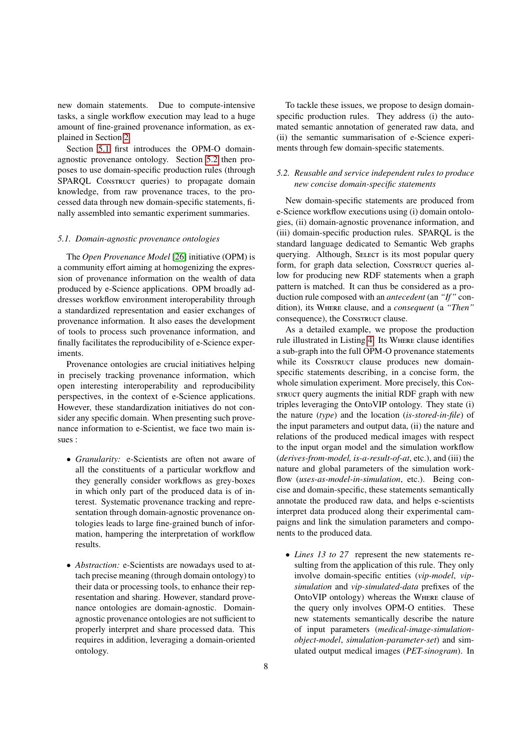new domain statements. Due to compute-intensive tasks, a single workflow execution may lead to a huge amount of fine-grained provenance information, as explained in Section 2.

Section 5.1 first introduces the OPM-O domain-agnostic provenance ontology. Section 5.2 then proposes to use domain-specific production rules (through SPARQL CONSTRUCT queries) to propagate domain knowledge, from raw provenance traces, to the processed data through new domain-specific statements, finally assembled into semantic experiment summaries.

### 5.1. Domain-agnostic provenance ontologies

The *Open Provenance Model* [26] initiative (OPM) is a community effort aiming at homogenizing the expression of provenance information on the wealth of data produced by e-Science applications. OPM broadly addresses workflow environment interoperability through a standardized representation and easier exchanges of provenance information. It also eases the development of tools to process such provenance information, and finally facilitates the reproducibility of e-Science experiments.

Provenance ontologies are crucial initiatives helping in precisely tracking provenance information, which open interesting interoperability and reproducibility perspectives, in the context of e-Science applications. However, these standardization initiatives do not consider any specific domain. When presenting such provenance information to e-Scientist, we face two main issues :

- *Granularity:* e-Scientists are often not aware of all the constituents of a particular workflow and they generally consider workflows as grey-boxes in which only part of the produced data is of interest. Systematic provenance tracking and representation through domain-agnostic provenance ontologies leads to large fine-grained bunch of information, hampering the interpretation of workflow results.

- *Abstraction:* e-Scientists are nowadays used to attach precise meaning (through domain ontology) to their data or processing tools, to enhance their representation and sharing. However, standard provenance ontologies are domain-agnostic. Domain-agnostic provenance ontologies are not sufficient to properly interpret and share processed data. This requires in addition, leveraging a domain-oriented ontology.

To tackle these issues, we propose to design domain-specific production rules. They address (i) the automated semantic annotation of generated raw data, and (ii) the semantic summarisation of e-Science experiments through few domain-specific statements.

### 5.2. Reusable and service independent rules to produce new concise domain-specific statements

New domain-specific statements are produced from e-Science workflow executions using (i) domain ontologies, (ii) domain-agnostic provenance information, and (iii) domain-specific production rules. SPARQL is the standard language dedicated to Semantic Web graphs querying. Although, SELECT is its most popular query form, for graph data selection, CONSTRUCT queries allow for producing new RDF statements when a graph pattern is matched. It can thus be considered as a production rule composed with an *antecedent* (an *"If"* condition), its WHERE clause, and a *consequent* (a *"Then"* consequence), the CONSTRUCT clause.

As a detailed example, we propose the production rule illustrated in Listing 4. Its WHERE clause identifies a sub-graph into the full OPM-O provenance statements while its CONSTRUCT clause produces new domain-specific statements describing, in a concise form, the whole simulation experiment. More precisely, this CONSTRUCT query augments the initial RDF graph with new triples leveraging the OntoVIP ontology. They state (i) the nature (*type*) and the location (*is-stored-in-file*) of the input parameters and output data, (ii) the nature and relations of the produced medical images with respect to the input organ model and the simulation workflow (*derives-from-model, is-a-result-of-at*, etc.), and (iii) the nature and global parameters of the simulation workflow (*uses-as-model-in-simulation*, etc.). Being concise and domain-specific, these statements semantically annotate the produced raw data, and helps e-scientists interpret data produced along their experimental campaigns and link the simulation parameters and components to the produced data.

- *Lines 13 to 27* represent the new statements resulting from the application of this rule. They only involve domain-specific entities (*vip-model*, *vip-simulation* and *vip-simulated-data* prefixes of the OntoVIP ontology) whereas the WHERE clause of the query only involves OPM-O entities. These new statements semantically describe the nature of input parameters (*medical-image-simulation-object-model*, *simulation-parameter-set*) and simulated output medical images (*PET-sinogram*). In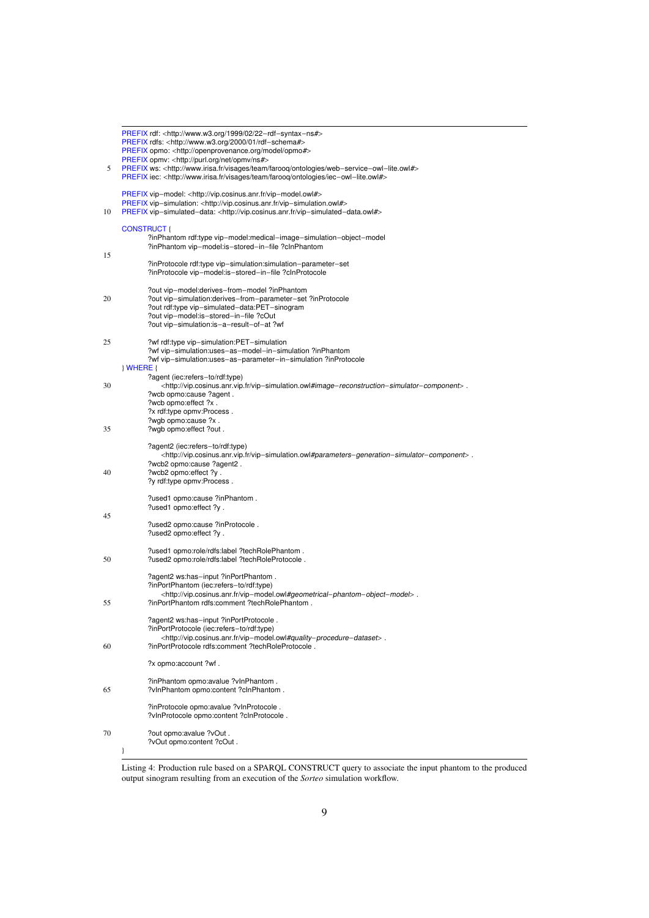```
PREFIX rdf: <http://www.w3.org/1999/02/22-rdf-syntax-ns#>
PREFIX rdfs: <http://www.w3.org/2000/01/rdf-schema#>
PREFIX opmo: <http://openprovenance.org/model/opmo#>
PREFIX opmv: <http://purl.org/net/opmv/ns#>
PREFIX ws: <http://www.irisa.fr/visages/team/farooq/ontologies/web-service-owl-lite.owl#>
PREFIX iec: <http://www.irisa.fr/visages/team/farooq/ontologies/iec-owl-lite.owl#>

PREFIX vip-model: <http://vip.cosinus.anr.fr/vip-model.owl#>
PREFIX vip-simulation: <http://vip.cosinus.anr.fr/vip-simulation.owl#>
PREFIX vip-simulated-data: <http://vip.cosinus.anr.fr/vip-simulated-data.owl#>

CONSTRUCT {
        ?inPhantom rdf:type vip-model:medical-image-simulation-object-model
        ?inPhantom vip-model:is-stored-in-file ?cInPhantom

        ?inProtocole rdf:type vip-simulation:simulation-parameter-set
        ?inProtocole vip-model:is-stored-in-file ?cInProtocole

        ?out vip-model:derives-from-model ?inPhantom
        ?out vip-simulation:derives-from-parameter-set ?inProtocole
        ?out rdf:type vip-simulated-data:PET-sinogram
        ?out vip-model:is-stored-in-file ?cOut
        ?out vip-simulation:is-a-result-of-at ?wf

        ?wf rdf:type vip-simulation:PET-simulation
        ?wf vip-simulation:uses-as-model-in-simulation ?inPhantom
        ?wf vip-simulation:uses-as-parameter-in-simulation ?inProtocole
} WHERE {
        ?agent (iec:refers-to/rdf:type)
            <http://vip.cosinus.anr.vip.fr/vip-simulation.owl#image-reconstruction-simulator-component> .
        ?wcb opmo:cause ?agent .
        ?wcb opmo:effect ?x .
        ?x rdf:type opmv:Process .
        ?wgb opmo:cause ?x .
        ?wgb opmo:effect ?out .

        ?agent2 (iec:refers-to/rdf:type)
            <http://vip.cosinus.anr.vip.fr/vip-simulation.owl#parameters-generation-simulator-component> .
        ?wcb2 opmo:cause ?agent2 .
        ?wcb2 opmo:effect ?y .
        ?y rdf:type opmv:Process .

        ?used1 opmo:cause ?inPhantom .
        ?used1 opmo:effect ?y .

        ?used2 opmo:cause ?inProtocole .
        ?used2 opmo:effect ?y .

        ?used1 opmo:role/rdfs:label ?techRolePhantom .
        ?used2 opmo:role/rdfs:label ?techRoleProtocole .

        ?agent2 ws:has-input ?inPortPhantom .
        ?inPortPhantom (iec:refers-to/rdf:type)
            <http://vip.cosinus.anr.fr/vip-model.owl#geometrical-phantom-object-model> .
        ?inPortPhantom rdfs:comment ?techRolePhantom .

        ?agent2 ws:has-input ?inPortProtocole .
        ?inPortProtocole (iec:refers-to/rdf:type)
            <http://vip.cosinus.anr.fr/vip-model.owl#quality-procedure-dataset> .
        ?inPortProtocole rdfs:comment ?techRoleProtocole .

        ?x opmo:account ?wf .

        ?inPhantom opmo:avalue ?vInPhantom .
        ?vInPhantom opmo:content ?cInPhantom .

        ?inProtocole opmo:avalue ?vInProtocole .
        ?vInProtocole opmo:content ?cInProtocole .

        ?out opmo:avalue ?vOut .
        ?vOut opmo:content ?cOut .
}
```

Listing 4: Production rule based on a SPARQL CONSTRUCT query to associate the input phantom to the produced output sinogram resulting from an execution of the *Sorteo* simulation workflow.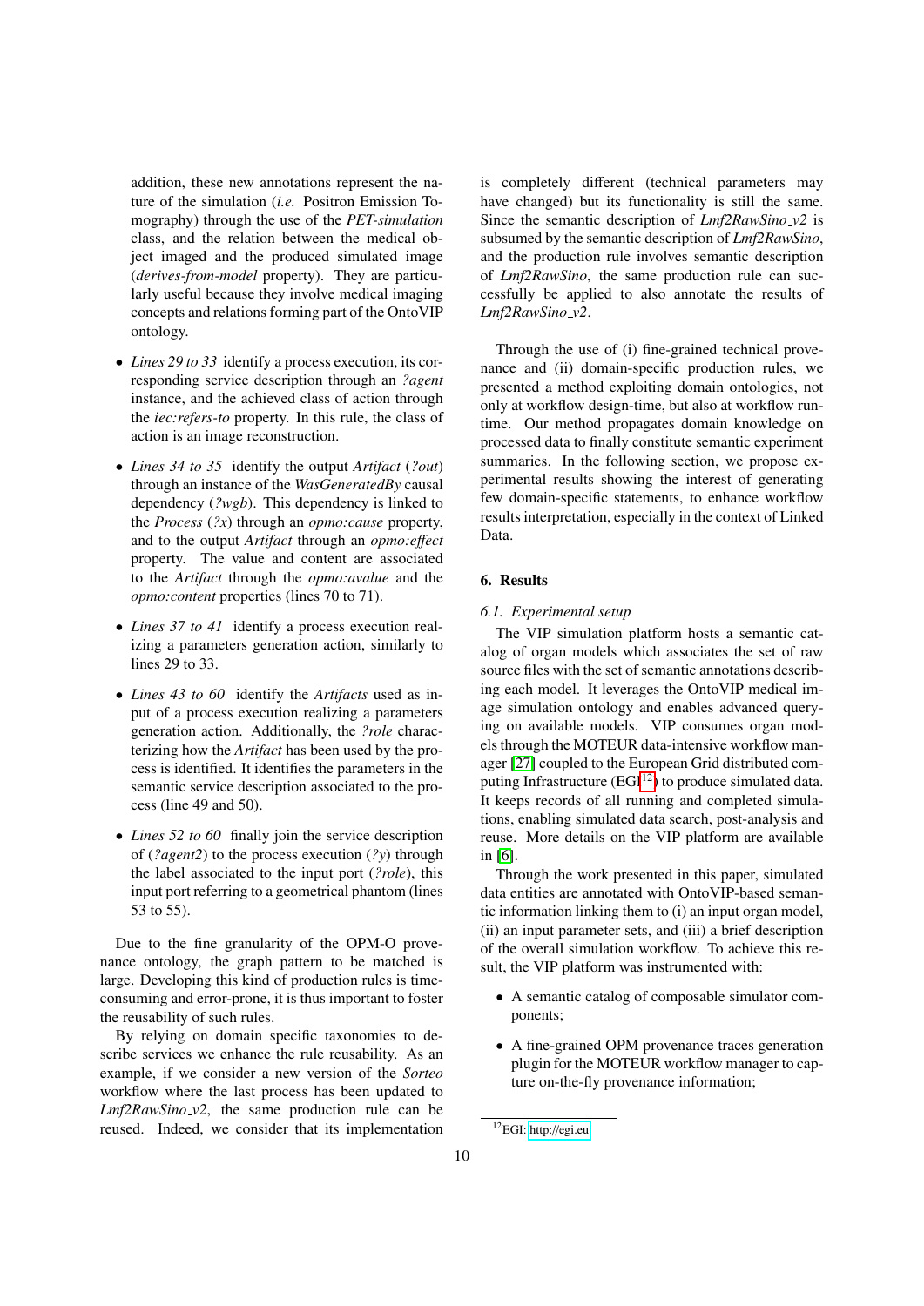addition, these new annotations represent the nature of the simulation (*i.e.* Positron Emission Tomography) through the use of the *PET-simulation* class, and the relation between the medical object imaged and the produced simulated image (*derives-from-model* property). They are particularly useful because they involve medical imaging concepts and relations forming part of the OntoVIP ontology.

- *Lines 29 to 33* identify a process execution, its corresponding service description through an *?agent* instance, and the achieved class of action through the *iec:refers-to* property. In this rule, the class of action is an image reconstruction.
- *Lines 34 to 35* identify the output *Artifact* (*?out*) through an instance of the *WasGeneratedBy* causal dependency (*?wgb*). This dependency is linked to the *Process* (*?x*) through an *opmo:cause* property, and to the output *Artifact* through an *opmo:effect* property. The value and content are associated to the *Artifact* through the *opmo:avalue* and the *opmo:content* properties (lines 70 to 71).
- *Lines 37 to 41* identify a process execution realizing a parameters generation action, similarly to lines 29 to 33.
- *Lines 43 to 60* identify the *Artifacts* used as input of a process execution realizing a parameters generation action. Additionally, the *?role* characterizing how the *Artifact* has been used by the process is identified. It identifies the parameters in the semantic service description associated to the process (line 49 and 50).
- *Lines 52 to 60* finally join the service description of (*?agent2*) to the process execution (*?y*) through the label associated to the input port (*?role*), this input port referring to a geometrical phantom (lines 53 to 55).

Due to the fine granularity of the OPM-O provenance ontology, the graph pattern to be matched is large. Developing this kind of production rules is time-consuming and error-prone, it is thus important to foster the reusability of such rules.

By relying on domain specific taxonomies to describe services we enhance the rule reusability. As an example, if we consider a new version of the *Sorteo* workflow where the last process has been updated to *Lmf2RawSino_v2*, the same production rule can be reused. Indeed, we consider that its implementation is completely different (technical parameters may have changed) but its functionality is still the same. Since the semantic description of *Lmf2RawSino_v2* is subsumed by the semantic description of *Lmf2RawSino*, and the production rule involves semantic description of *Lmf2RawSino*, the same production rule can successfully be applied to also annotate the results of *Lmf2RawSino_v2*.

Through the use of (i) fine-grained technical provenance and (ii) domain-specific production rules, we presented a method exploiting domain ontologies, not only at workflow design-time, but also at workflow runtime. Our method propagates domain knowledge on processed data to finally constitute semantic experiment summaries. In the following section, we propose experimental results showing the interest of generating few domain-specific statements, to enhance workflow results interpretation, especially in the context of Linked Data.

## 6. Results

### 6.1. Experimental setup

The VIP simulation platform hosts a semantic catalog of organ models which associates the set of raw source files with the set of semantic annotations describing each model. It leverages the OntoVIP medical image simulation ontology and enables advanced querying on available models. VIP consumes organ models through the MOTEUR data-intensive workflow manager [27] coupled to the European Grid distributed computing Infrastructure (EGI[12]) to produce simulated data. It keeps records of all running and completed simulations, enabling simulated data search, post-analysis and reuse. More details on the VIP platform are available in [6].

Through the work presented in this paper, simulated data entities are annotated with OntoVIP-based semantic information linking them to (i) an input organ model, (ii) an input parameter sets, and (iii) a brief description of the overall simulation workflow. To achieve this result, the VIP platform was instrumented with:

- A semantic catalog of composable simulator components;
- A fine-grained OPM provenance traces generation plugin for the MOTEUR workflow manager to capture on-the-fly provenance information;

[12] EGI: http://egi.eu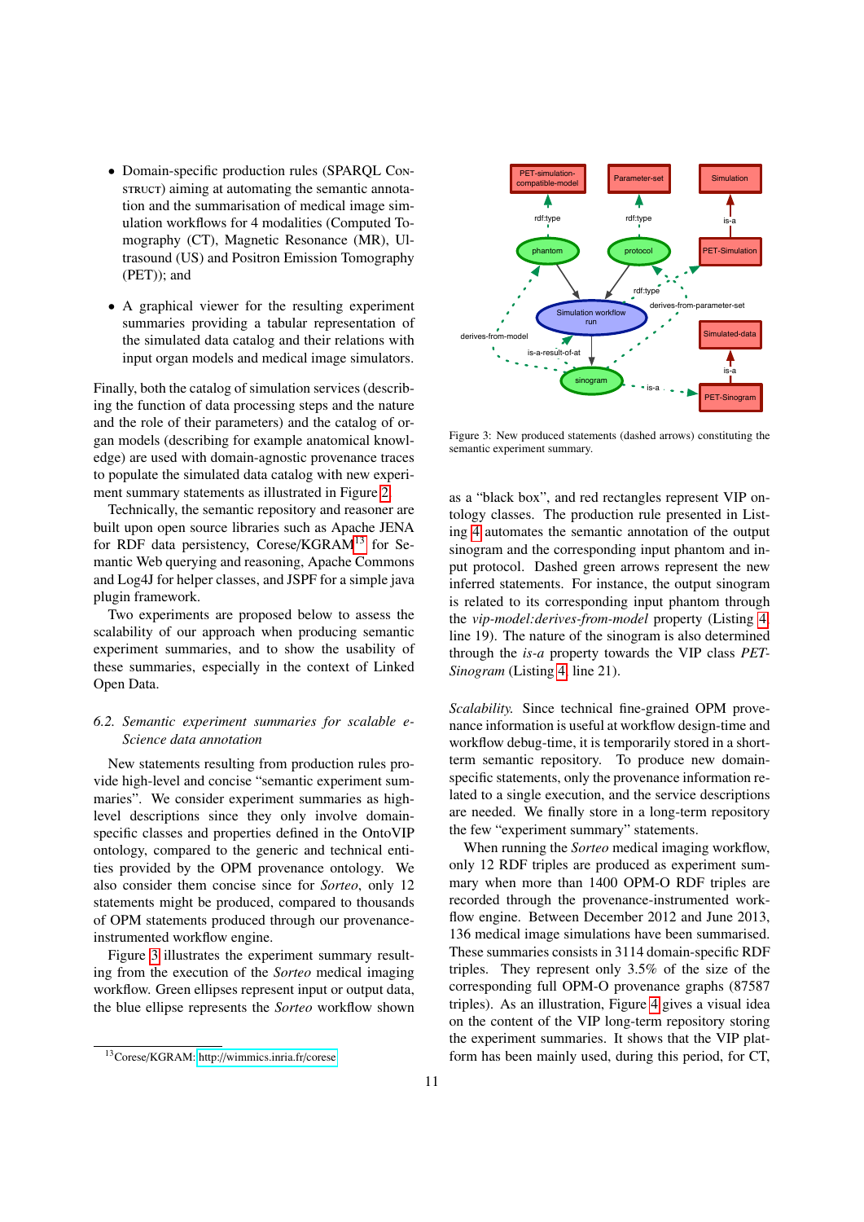- Domain-specific production rules (SPARQL CONSTRUCT) aiming at automating the semantic annotation and the summarisation of medical image simulation workflows for 4 modalities (Computed Tomography (CT), Magnetic Resonance (MR), Ultrasound (US) and Positron Emission Tomography (PET)); and

- A graphical viewer for the resulting experiment summaries providing a tabular representation of the simulated data catalog and their relations with input organ models and medical image simulators.

Finally, both the catalog of simulation services (describing the function of data processing steps and the nature and the role of their parameters) and the catalog of organ models (describing for example anatomical knowledge) are used with domain-agnostic provenance traces to populate the simulated data catalog with new experiment summary statements as illustrated in Figure 2.

Technically, the semantic repository and reasoner are built upon open source libraries such as Apache JENA for RDF data persistency, Corese/KGRAM[13] for Semantic Web querying and reasoning, Apache Commons and Log4J for helper classes, and JSPF for a simple java plugin framework.

Two experiments are proposed below to assess the scalability of our approach when producing semantic experiment summaries, and to show the usability of these summaries, especially in the context of Linked Open Data.

### 6.2. Semantic experiment summaries for scalable e-Science data annotation

New statements resulting from production rules provide high-level and concise "semantic experiment summaries". We consider experiment summaries as high-level descriptions since they only involve domain-specific classes and properties defined in the OntoVIP ontology, compared to the generic and technical entities provided by the OPM provenance ontology. We also consider them concise since for *Sorteo*, only 12 statements might be produced, compared to thousands of OPM statements produced through our provenance-instrumented workflow engine.

Figure 3 illustrates the experiment summary resulting from the execution of the *Sorteo* medical imaging workflow. Green ellipses represent input or output data, the blue ellipse represents the *Sorteo* workflow shown as a "black box", and red rectangles represent VIP ontology classes. The production rule presented in Listing 4 automates the semantic annotation of the output sinogram and the corresponding input phantom and input protocol. Dashed green arrows represent the new inferred statements. For instance, the output sinogram is related to its corresponding input phantom through the *vip-model:derives-from-model* property (Listing 4 line 19). The nature of the sinogram is also determined through the *is-a* property towards the VIP class *PET-Sinogram* (Listing 4 line 21).

Figure 3: New produced statements (dashed arrows) constituting the semantic experiment summary.

*Scalability.* Since technical fine-grained OPM provenance information is useful at workflow design-time and workflow debug-time, it is temporarily stored in a short-term semantic repository. To produce new domain-specific statements, only the provenance information related to a single execution, and the service descriptions are needed. We finally store in a long-term repository the few "experiment summary" statements.

When running the *Sorteo* medical imaging workflow, only 12 RDF triples are produced as experiment summary when more than 1400 OPM-O RDF triples are recorded through the provenance-instrumented workflow engine. Between December 2012 and June 2013, 136 medical image simulations have been summarised. These summaries consists in 3114 domain-specific RDF triples. They represent only 3.5% of the size of the corresponding full OPM-O provenance graphs (87587 triples). As an illustration, Figure 4 gives a visual idea on the content of the VIP long-term repository storing the experiment summaries. It shows that the VIP platform has been mainly used, during this period, for CT,

[13] Corese/KGRAM: http://wimmics.inria.fr/corese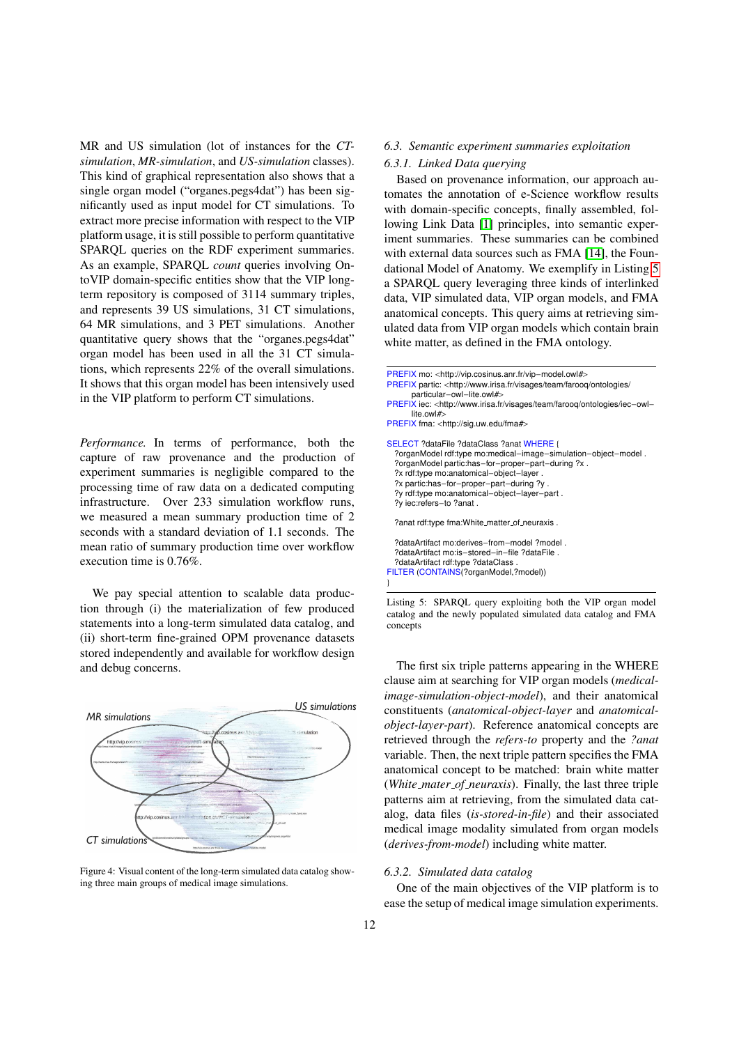MR and US simulation (lot of instances for the *CT-simulation*, *MR-simulation*, and *US-simulation* classes). This kind of graphical representation also shows that a single organ model ("organes.pegs4dat") has been significantly used as input model for CT simulations. To extract more precise information with respect to the VIP platform usage, it is still possible to perform quantitative SPARQL queries on the RDF experiment summaries. As an example, SPARQL *count* queries involving OntoVIP domain-specific entities show that the VIP long-term repository is composed of 3114 summary triples, and represents 39 US simulations, 31 CT simulations, 64 MR simulations, and 3 PET simulations. Another quantitative query shows that the "organes.pegs4dat" organ model has been used in all the 31 CT simulations, which represents 22% of the overall simulations. It shows that this organ model has been intensively used in the VIP platform to perform CT simulations.

*Performance.* In terms of performance, both the capture of raw provenance and the production of experiment summaries is negligible compared to the processing time of raw data on a dedicated computing infrastructure. Over 233 simulation workflow runs, we measured a mean summary production time of 2 seconds with a standard deviation of 1.1 seconds. The mean ratio of summary production time over workflow execution time is 0.76%.

We pay special attention to scalable data production through (i) the materialization of few produced statements into a long-term simulated data catalog, and (ii) short-term fine-grained OPM provenance datasets stored independently and available for workflow design and debug concerns.

Figure 4: Visual content of the long-term simulated data catalog showing three main groups of medical image simulations.

### 6.3. Semantic experiment summaries exploitation

#### 6.3.1. Linked Data querying

Based on provenance information, our approach automates the annotation of e-Science workflow results with domain-specific concepts, finally assembled, following Link Data [1] principles, into semantic experiment summaries. These summaries can be combined with external data sources such as FMA [14], the Foundational Model of Anatomy. We exemplify in Listing 5 a SPARQL query leveraging three kinds of interlinked data, VIP simulated data, VIP organ models, and FMA anatomical concepts. This query aims at retrieving simulated data from VIP organ models which contain brain white matter, as defined in the FMA ontology.

```
PREFIX mo: <http://vip.cosinus.anr.fr/vip-model.owl#>
PREFIX partic: <http://www.irisa.fr/visages/team/farooq/ontologies/
        particular-owl-lite.owl#>
PREFIX iec: <http://www.irisa.fr/visages/team/farooq/ontologies/iec-owl-
        lite.owl#>
PREFIX fma: <http://sig.uw.edu/fma#>

SELECT ?dataFile ?dataClass ?anat WHERE {
  ?organModel rdf:type mo:medical-image-simulation-object-model .
  ?organModel partic:has-for-proper-part-during ?x .
  ?x rdf:type mo:anatomical-object-layer .
  ?x partic:has-for-proper-part-during ?y .
  ?y rdf:type mo:anatomical-object-layer-part .
  ?y iec:refers-to ?anat .

  ?anat rdf:type fma:White_matter_of_neuraxis .

  ?dataArtifact mo:derives-from-model ?model .
  ?dataArtifact mo:is-stored-in-file ?dataFile .
  ?dataArtifact rdf:type ?dataClass .
FILTER (CONTAINS(?organModel,?model))
}
```

Listing 5: SPARQL query exploiting both the VIP organ model catalog and the newly populated simulated data catalog and FMA concepts

The first six triple patterns appearing in the WHERE clause aim at searching for VIP organ models (*medical-image-simulation-object-model*), and their anatomical constituents (*anatomical-object-layer* and *anatomical-object-layer-part*). Reference anatomical concepts are retrieved through the *refers-to* property and the *?anat* variable. Then, the next triple pattern specifies the FMA anatomical concept to be matched: brain white matter (*White_mater_of_neuraxis*). Finally, the last three triple patterns aim at retrieving, from the simulated data catalog, data files (*is-stored-in-file*) and their associated medical image modality simulated from organ models (*derives-from-model*) including white matter.

#### 6.3.2. Simulated data catalog

One of the main objectives of the VIP platform is to ease the setup of medical image simulation experiments.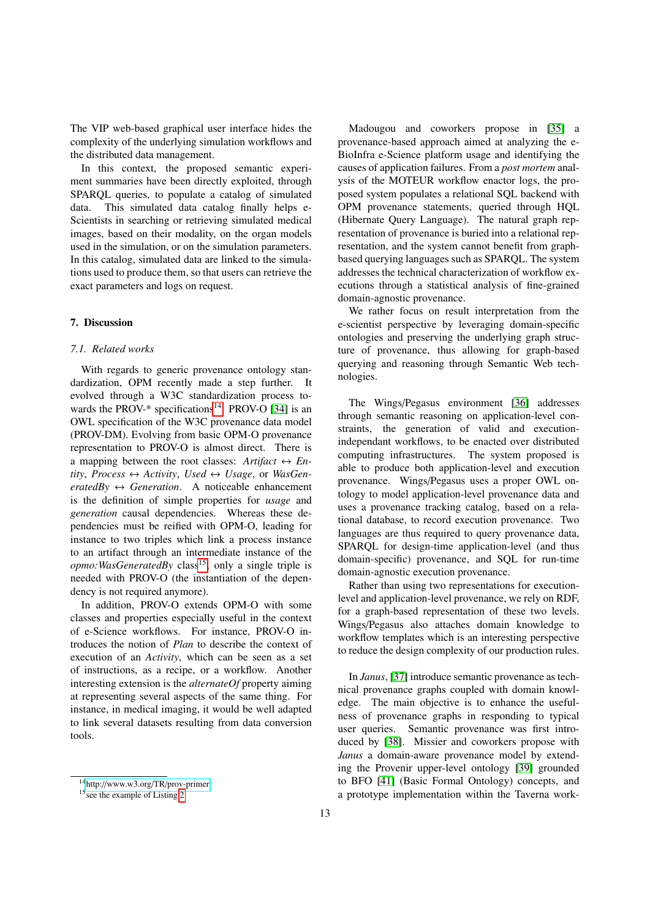The VIP web-based graphical user interface hides the complexity of the underlying simulation workflows and the distributed data management.

In this context, the proposed semantic experiment summaries have been directly exploited, through SPARQL queries, to populate a catalog of simulated data. This simulated data catalog finally helps e-Scientists in searching or retrieving simulated medical images, based on their modality, on the organ models used in the simulation, or on the simulation parameters. In this catalog, simulated data are linked to the simulations used to produce them, so that users can retrieve the exact parameters and logs on request.

## 7. Discussion

### 7.1. Related works

With regards to generic provenance ontology standardization, OPM recently made a step further. It evolved through a W3C standardization process towards the PROV-* specifications[14]. PROV-O [34] is an OWL specification of the W3C provenance data model (PROV-DM). Evolving from basic OPM-O provenance representation to PROV-O is almost direct. There is a mapping between the root classes: *Artifact* ↔ *Entity*, *Process* ↔ *Activity*, *Used* ↔ *Usage*, or *WasGeneratedBy* ↔ *Generation*. A noticeable enhancement is the definition of simple properties for *usage* and *generation* causal dependencies. Whereas these dependencies must be reified with OPM-O, leading for instance to two triples which link a process instance to an artifact through an intermediate instance of the *opmo:WasGeneratedBy* class[15], only a single triple is needed with PROV-O (the instantiation of the dependency is not required anymore).

In addition, PROV-O extends OPM-O with some classes and properties especially useful in the context of e-Science workflows. For instance, PROV-O introduces the notion of *Plan* to describe the context of execution of an *Activity*, which can be seen as a set of instructions, as a recipe, or a workflow. Another interesting extension is the *alternateOf* property aiming at representing several aspects of the same thing. For instance, in medical imaging, it would be well adapted to link several datasets resulting from data conversion tools.

Madougou and coworkers propose in [35] a provenance-based approach aimed at analyzing the e-BioInfra e-Science platform usage and identifying the causes of application failures. From a *post mortem* analysis of the MOTEUR workflow enactor logs, the proposed system populates a relational SQL backend with OPM provenance statements, queried through HQL (Hibernate Query Language). The natural graph representation of provenance is buried into a relational representation, and the system cannot benefit from graph-based querying languages such as SPARQL. The system addresses the technical characterization of workflow executions through a statistical analysis of fine-grained domain-agnostic provenance.

We rather focus on result interpretation from the e-scientist perspective by leveraging domain-specific ontologies and preserving the underlying graph structure of provenance, thus allowing for graph-based querying and reasoning through Semantic Web technologies.

The Wings/Pegasus environment [36] addresses through semantic reasoning on application-level constraints, the generation of valid and execution-independant workflows, to be enacted over distributed computing infrastructures. The system proposed is able to produce both application-level and execution provenance. Wings/Pegasus uses a proper OWL ontology to model application-level provenance data and uses a provenance tracking catalog, based on a relational database, to record execution provenance. Two languages are thus required to query provenance data, SPARQL for design-time application-level (and thus domain-specific) provenance, and SQL for run-time domain-agnostic execution provenance.

Rather than using two representations for execution-level and application-level provenance, we rely on RDF, for a graph-based representation of these two levels. Wings/Pegasus also attaches domain knowledge to workflow templates which is an interesting perspective to reduce the design complexity of our production rules.

In *Janus*, [37] introduce semantic provenance as technical provenance graphs coupled with domain knowledge. The main objective is to enhance the usefulness of provenance graphs in responding to typical user queries. Semantic provenance was first introduced by [38]. Missier and coworkers propose with *Janus* a domain-aware provenance model by extending the Provenir upper-level ontology [39] grounded to BFO [41] (Basic Formal Ontology) concepts, and a prototype implementation within the Taverna work-

[14] http://www.w3.org/TR/prov-primer

[15] see the example of Listing 2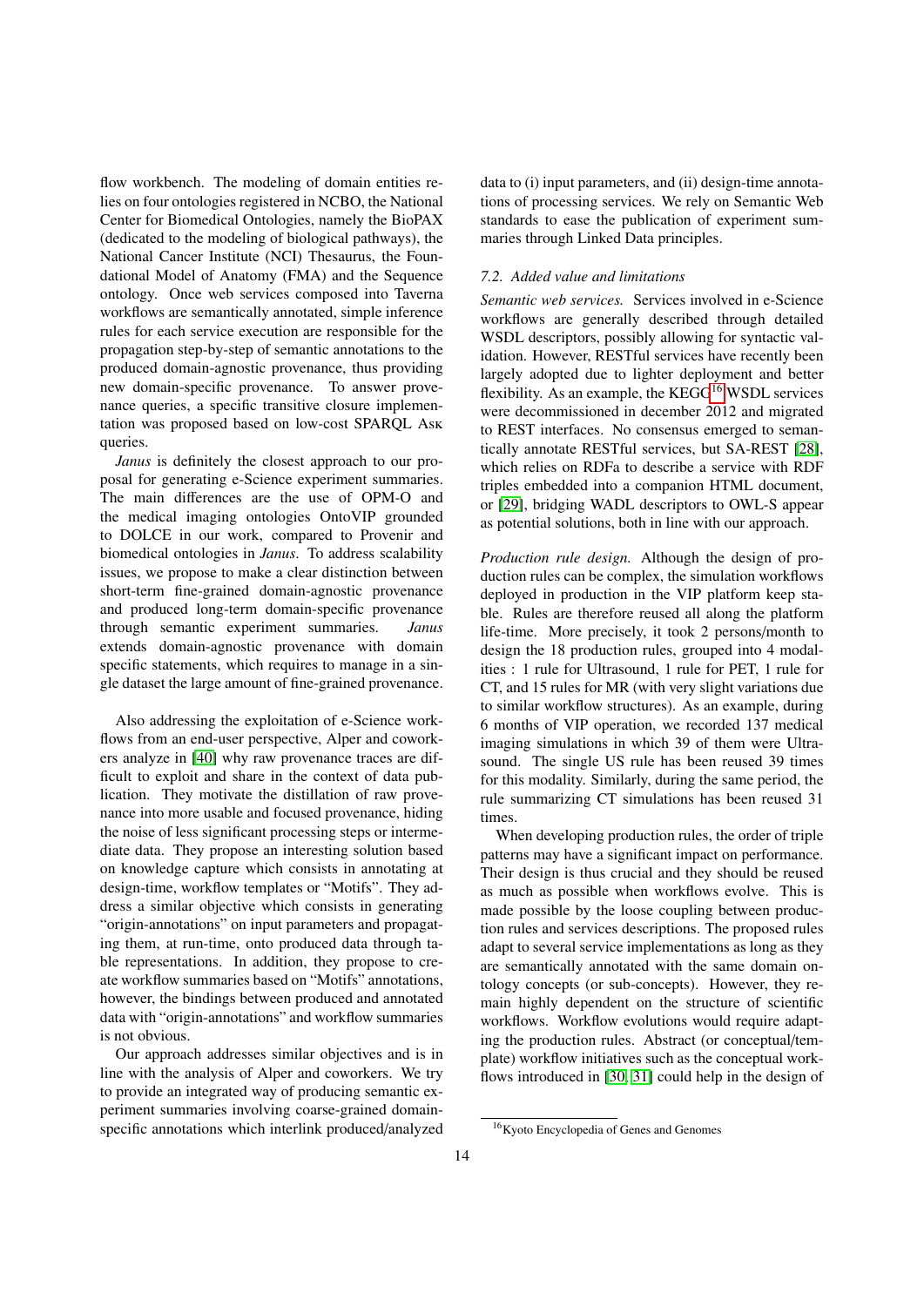flow workbench. The modeling of domain entities relies on four ontologies registered in NCBO, the National Center for Biomedical Ontologies, namely the BioPAX (dedicated to the modeling of biological pathways), the National Cancer Institute (NCI) Thesaurus, the Foundational Model of Anatomy (FMA) and the Sequence ontology. Once web services composed into Taverna workflows are semantically annotated, simple inference rules for each service execution are responsible for the propagation step-by-step of semantic annotations to the produced domain-agnostic provenance, thus providing new domain-specific provenance. To answer provenance queries, a specific transitive closure implementation was proposed based on low-cost SPARQL Ask queries.

*Janus* is definitely the closest approach to our proposal for generating e-Science experiment summaries. The main differences are the use of OPM-O and the medical imaging ontologies OntoVIP grounded to DOLCE in our work, compared to Provenir and biomedical ontologies in *Janus*. To address scalability issues, we propose to make a clear distinction between short-term fine-grained domain-agnostic provenance and produced long-term domain-specific provenance through semantic experiment summaries. *Janus* extends domain-agnostic provenance with domain specific statements, which requires to manage in a single dataset the large amount of fine-grained provenance.

Also addressing the exploitation of e-Science workflows from an end-user perspective, Alper and coworkers analyze in [40] why raw provenance traces are difficult to exploit and share in the context of data publication. They motivate the distillation of raw provenance into more usable and focused provenance, hiding the noise of less significant processing steps or intermediate data. They propose an interesting solution based on knowledge capture which consists in annotating at design-time, workflow templates or "Motifs". They address a similar objective which consists in generating "origin-annotations" on input parameters and propagating them, at run-time, onto produced data through table representations. In addition, they propose to create workflow summaries based on "Motifs" annotations, however, the bindings between produced and annotated data with "origin-annotations" and workflow summaries is not obvious.

Our approach addresses similar objectives and is in line with the analysis of Alper and coworkers. We try to provide an integrated way of producing semantic experiment summaries involving coarse-grained domain-specific annotations which interlink produced/analyzed data to (i) input parameters, and (ii) design-time annotations of processing services. We rely on Semantic Web standards to ease the publication of experiment summaries through Linked Data principles.

### 7.2. Added value and limitations

*Semantic web services.* Services involved in e-Science workflows are generally described through detailed WSDL descriptors, possibly allowing for syntactic validation. However, RESTful services have recently been largely adopted due to lighter deployment and better flexibility. As an example, the KEGG[16] WSDL services were decommissioned in december 2012 and migrated to REST interfaces. No consensus emerged to semantically annotate RESTful services, but SA-REST [28], which relies on RDFa to describe a service with RDF triples embedded into a companion HTML document, or [29], bridging WADL descriptors to OWL-S appear as potential solutions, both in line with our approach.

*Production rule design.* Although the design of production rules can be complex, the simulation workflows deployed in production in the VIP platform keep stable. Rules are therefore reused all along the platform life-time. More precisely, it took 2 persons/month to design the 18 production rules, grouped into 4 modalities : 1 rule for Ultrasound, 1 rule for PET, 1 rule for CT, and 15 rules for MR (with very slight variations due to similar workflow structures). As an example, during 6 months of VIP operation, we recorded 137 medical imaging simulations in which 39 of them were Ultrasound. The single US rule has been reused 39 times for this modality. Similarly, during the same period, the rule summarizing CT simulations has been reused 31 times.

When developing production rules, the order of triple patterns may have a significant impact on performance. Their design is thus crucial and they should be reused as much as possible when workflows evolve. This is made possible by the loose coupling between production rules and services descriptions. The proposed rules adapt to several service implementations as long as they are semantically annotated with the same domain ontology concepts (or sub-concepts). However, they remain highly dependent on the structure of scientific workflows. Workflow evolutions would require adapting the production rules. Abstract (or conceptual/template) workflow initiatives such as the conceptual workflows introduced in [30, 31] could help in the design of

[16] Kyoto Encyclopedia of Genes and Genomes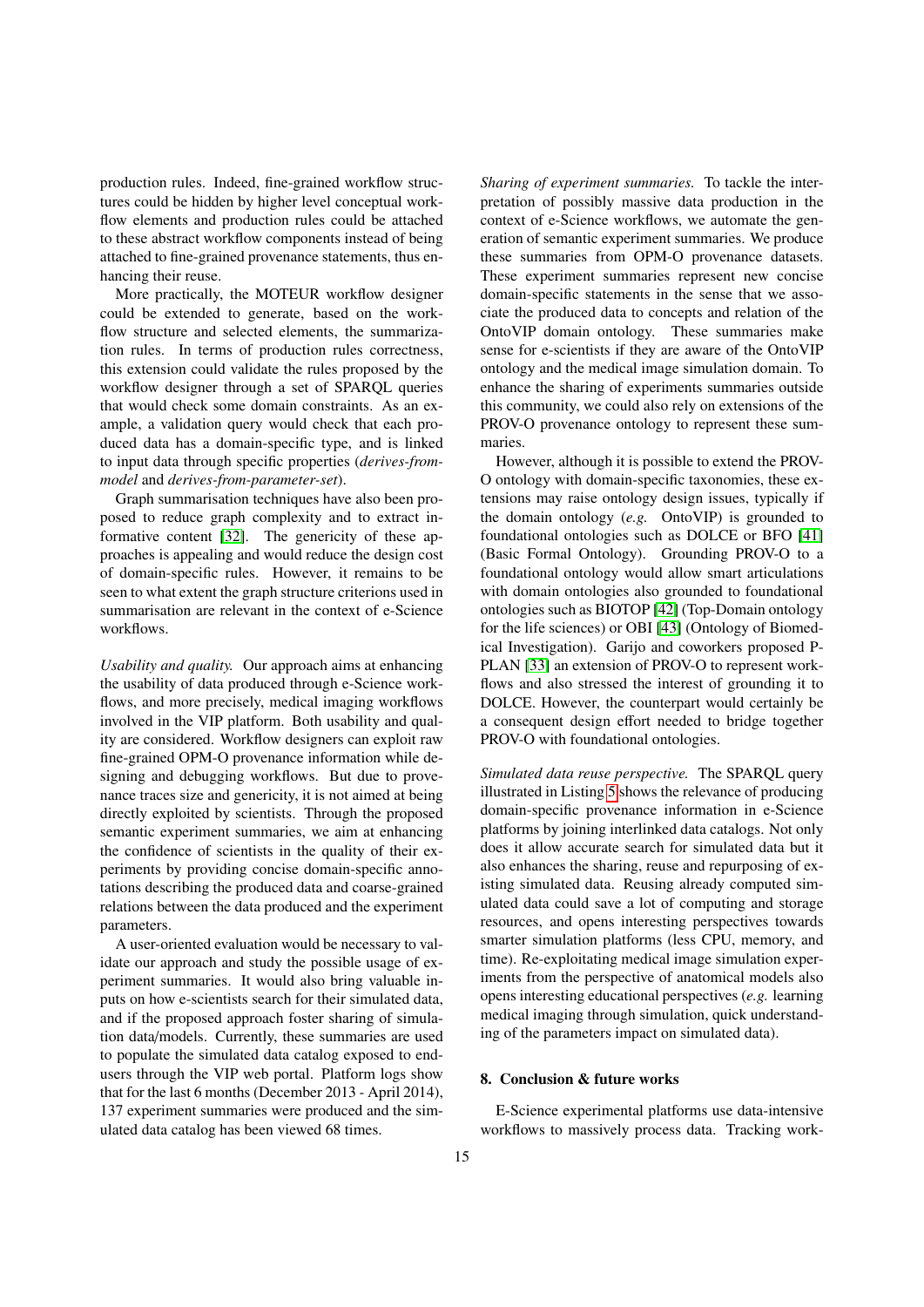production rules. Indeed, fine-grained workflow structures could be hidden by higher level conceptual workflow elements and production rules could be attached to these abstract workflow components instead of being attached to fine-grained provenance statements, thus enhancing their reuse.

More practically, the MOTEUR workflow designer could be extended to generate, based on the workflow structure and selected elements, the summarization rules. In terms of production rules correctness, this extension could validate the rules proposed by the workflow designer through a set of SPARQL queries that would check some domain constraints. As an example, a validation query would check that each produced data has a domain-specific type, and is linked to input data through specific properties (*derives-from-model* and *derives-from-parameter-set*).

Graph summarisation techniques have also been proposed to reduce graph complexity and to extract informative content [32]. The genericity of these approaches is appealing and would reduce the design cost of domain-specific rules. However, it remains to be seen to what extent the graph structure criterions used in summarisation are relevant in the context of e-Science workflows.

*Usability and quality.* Our approach aims at enhancing the usability of data produced through e-Science workflows, and more precisely, medical imaging workflows involved in the VIP platform. Both usability and quality are considered. Workflow designers can exploit raw fine-grained OPM-O provenance information while designing and debugging workflows. But due to provenance traces size and genericity, it is not aimed at being directly exploited by scientists. Through the proposed semantic experiment summaries, we aim at enhancing the confidence of scientists in the quality of their experiments by providing concise domain-specific annotations describing the produced data and coarse-grained relations between the data produced and the experiment parameters.

A user-oriented evaluation would be necessary to validate our approach and study the possible usage of experiment summaries. It would also bring valuable inputs on how e-scientists search for their simulated data, and if the proposed approach foster sharing of simulation data/models. Currently, these summaries are used to populate the simulated data catalog exposed to end-users through the VIP web portal. Platform logs show that for the last 6 months (December 2013 - April 2014), 137 experiment summaries were produced and the simulated data catalog has been viewed 68 times.

*Sharing of experiment summaries.* To tackle the interpretation of possibly massive data production in the context of e-Science workflows, we automate the generation of semantic experiment summaries. We produce these summaries from OPM-O provenance datasets. These experiment summaries represent new concise domain-specific statements in the sense that we associate the produced data to concepts and relation of the OntoVIP domain ontology. These summaries make sense for e-scientists if they are aware of the OntoVIP ontology and the medical image simulation domain. To enhance the sharing of experiments summaries outside this community, we could also rely on extensions of the PROV-O provenance ontology to represent these summaries.

However, although it is possible to extend the PROV-O ontology with domain-specific taxonomies, these extensions may raise ontology design issues, typically if the domain ontology (*e.g.* OntoVIP) is grounded to foundational ontologies such as DOLCE or BFO [41] (Basic Formal Ontology). Grounding PROV-O to a foundational ontology would allow smart articulations with domain ontologies also grounded to foundational ontologies such as BIOTOP [42] (Top-Domain ontology for the life sciences) or OBI [43] (Ontology of Biomedical Investigation). Garijo and coworkers proposed P-PLAN [33] an extension of PROV-O to represent workflows and also stressed the interest of grounding it to DOLCE. However, the counterpart would certainly be a consequent design effort needed to bridge together PROV-O with foundational ontologies.

*Simulated data reuse perspective.* The SPARQL query illustrated in Listing 5 shows the relevance of producing domain-specific provenance information in e-Science platforms by joining interlinked data catalogs. Not only does it allow accurate search for simulated data but it also enhances the sharing, reuse and repurposing of existing simulated data. Reusing already computed simulated data could save a lot of computing and storage resources, and opens interesting perspectives towards smarter simulation platforms (less CPU, memory, and time). Re-exploitating medical image simulation experiments from the perspective of anatomical models also opens interesting educational perspectives (*e.g.* learning medical imaging through simulation, quick understanding of the parameters impact on simulated data).

## 8. Conclusion & future works

E-Science experimental platforms use data-intensive workflows to massively process data. Tracking work-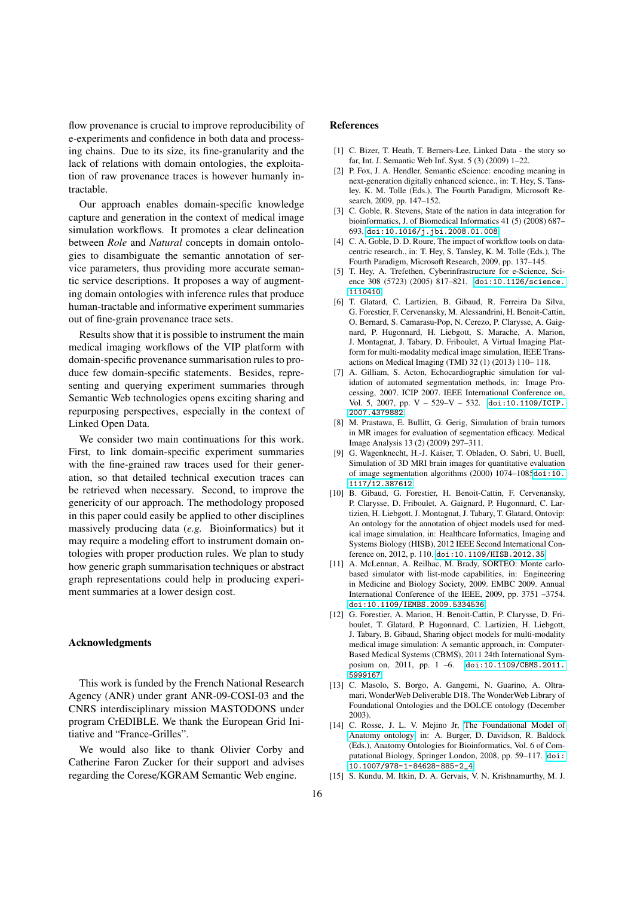flow provenance is crucial to improve reproducibility of e-experiments and confidence in both data and processing chains. Due to its size, its fine-granularity and the lack of relations with domain ontologies, the exploitation of raw provenance traces is however humanly intractable.

Our approach enables domain-specific knowledge capture and generation in the context of medical image simulation workflows. It promotes a clear delineation between *Role* and *Natural* concepts in domain ontologies to disambiguate the semantic annotation of service parameters, thus providing more accurate semantic service descriptions. It proposes a way of augmenting domain ontologies with inference rules that produce human-tractable and informative experiment summaries out of fine-grain provenance trace sets.

Results show that it is possible to instrument the main medical imaging workflows of the VIP platform with domain-specific provenance summarisation rules to produce few domain-specific statements. Besides, representing and querying experiment summaries through Semantic Web technologies opens exciting sharing and repurposing perspectives, especially in the context of Linked Open Data.

We consider two main continuations for this work. First, to link domain-specific experiment summaries with the fine-grained raw traces used for their generation, so that detailed technical execution traces can be retrieved when necessary. Second, to improve the genericity of our approach. The methodology proposed in this paper could easily be applied to other disciplines massively producing data (*e.g.* Bioinformatics) but it may require a modeling effort to instrument domain ontologies with proper production rules. We plan to study how generic graph summarisation techniques or abstract graph representations could help in producing experiment summaries at a lower design cost.

## Acknowledgments

This work is funded by the French National Research Agency (ANR) under grant ANR-09-COSI-03 and the CNRS interdisciplinary mission MASTODONS under program CrEDIBLE. We thank the European Grid Initiative and "France-Grilles".

We would also like to thank Olivier Corby and Catherine Faron Zucker for their support and advises regarding the Corese/KGRAM Semantic Web engine.

## References

[1] C. Bizer, T. Heath, T. Berners-Lee, Linked Data - the story so far, Int. J. Semantic Web Inf. Syst. 5 (3) (2009) 1–22.

[2] P. Fox, J. A. Hendler, Semantic eScience: encoding meaning in next-generation digitally enhanced science., in: T. Hey, S. Tansley, K. M. Tolle (Eds.), The Fourth Paradigm, Microsoft Research, 2009, pp. 147–152.

[3] C. Goble, R. Stevens, State of the nation in data integration for bioinformatics, J. of Biomedical Informatics 41 (5) (2008) 687–693. doi:10.1016/j.jbi.2008.01.008.

[4] C. A. Goble, D. D. Roure, The impact of workflow tools on data-centric research., in: T. Hey, S. Tansley, K. M. Tolle (Eds.), The Fourth Paradigm, Microsoft Research, 2009, pp. 137–145.

[5] T. Hey, A. Trefethen, Cyberinfrastructure for e-Science, Science 308 (5723) (2005) 817–821. doi:10.1126/science.1110410.

[6] T. Glatard, C. Lartizien, B. Gibaud, R. Ferreira Da Silva, G. Forestier, F. Cervenansky, M. Alessandrini, H. Benoit-Cattin, O. Bernard, S. Camarasu-Pop, N. Cerezo, P. Clarysse, A. Gaignard, P. Hugonnard, H. Liebgott, S. Marache, A. Marion, J. Montagnat, J. Tabary, D. Friboulet, A Virtual Imaging Platform for multi-modality medical image simulation, IEEE Transactions on Medical Imaging (TMI) 32 (1) (2013) 110– 118.

[7] A. Gilliam, S. Acton, Echocardiographic simulation for validation of automated segmentation methods, in: Image Processing, 2007. ICIP 2007. IEEE International Conference on, Vol. 5, 2007, pp. V – 529–V – 532. doi:10.1109/ICIP.2007.4379882.

[8] M. Prastawa, E. Bullitt, G. Gerig, Simulation of brain tumors in MR images for evaluation of segmentation efficacy. Medical Image Analysis 13 (2) (2009) 297–311.

[9] G. Wagenknecht, H.-J. Kaiser, T. Obladen, O. Sabri, U. Buell, Simulation of 3D MRI brain images for quantitative evaluation of image segmentation algorithms (2000) 1074–1085doi:10.1117/12.387612.

[10] B. Gibaud, G. Forestier, H. Benoit-Cattin, F. Cervenansky, P. Clarysse, D. Friboulet, A. Gaignard, P. Hugonnard, C. Lartizien, H. Liebgott, J. Montagnat, J. Tabary, T. Glatard, Ontovip: An ontology for the annotation of object models used for medical image simulation, in: Healthcare Informatics, Imaging and Systems Biology (HISB), 2012 IEEE Second International Conference on, 2012, p. 110. doi:10.1109/HISB.2012.35.

[11] A. McLennan, A. Reilhac, M. Brady, SORTEO: Monte carlo-based simulator with list-mode capabilities, in: Engineering in Medicine and Biology Society, 2009. EMBC 2009. Annual International Conference of the IEEE, 2009, pp. 3751 –3754. doi:10.1109/IEMBS.2009.5334536.

[12] G. Forestier, A. Marion, H. Benoit-Cattin, P. Clarysse, D. Friboulet, T. Glatard, P. Hugonnard, C. Lartizien, H. Liebgott, J. Tabary, B. Gibaud, Sharing object models for multi-modality medical image simulation: A semantic approach, in: Computer-Based Medical Systems (CBMS), 2011 24th International Symposium on, 2011, pp. 1 –6. doi:10.1109/CBMS.2011.5999167.

[13] C. Masolo, S. Borgo, A. Gangemi, N. Guarino, A. Oltramari, WonderWeb Deliverable D18. The WonderWeb Library of Foundational Ontologies and the DOLCE ontology (December 2003).

[14] C. Rosse, J. L. V. Mejino Jr, The Foundational Model of Anatomy ontology, in: A. Burger, D. Davidson, R. Baldock (Eds.), Anatomy Ontologies for Bioinformatics, Vol. 6 of Computational Biology, Springer London, 2008, pp. 59–117. doi:10.1007/978-1-84628-885-2_4.

[15] S. Kundu, M. Itkin, D. A. Gervais, V. N. Krishnamurthy, M. J.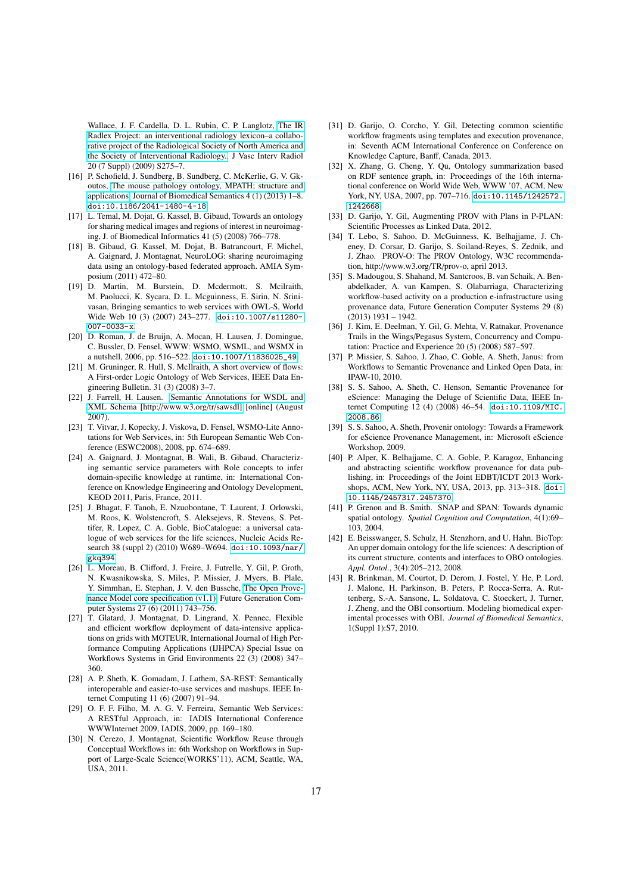Wallace, J. F. Cardella, D. L. Rubin, C. P. Langlotz, The IR Radlex Project: an interventional radiology lexicon–a collaborative project of the Radiological Society of North America and the Society of Interventional Radiology., J Vasc Interv Radiol 20 (7 Suppl) (2009) S275–7.

[16] P. Schofield, J. Sundberg, B. Sundberg, C. McKerlie, G. V. Gkoutos, The mouse pathology ontology, MPATH; structure and applications, Journal of Biomedical Semantics 4 (1) (2013) 1–8. doi:10.1186/2041-1480-4-18.

[17] L. Temal, M. Dojat, G. Kassel, B. Gibaud, Towards an ontology for sharing medical images and regions of interest in neuroimaging, J. of Biomedical Informatics 41 (5) (2008) 766–778.

[18] B. Gibaud, G. Kassel, M. Dojat, B. Batrancourt, F. Michel, A. Gaignard, J. Montagnat, NeuroLOG: sharing neuroimaging data using an ontology-based federated approach. AMIA Symposium (2011) 472–80.

[19] D. Martin, M. Burstein, D. Mcdermott, S. Mcilraith, M. Paolucci, K. Sycara, D. L. Mcguinness, E. Sirin, N. Srinivasan, Bringing semantics to web services with OWL-S, World Wide Web 10 (3) (2007) 243–277. doi:10.1007/s11280-007-0033-x.

[20] D. Roman, J. de Bruijn, A. Mocan, H. Lausen, J. Domingue, C. Bussler, D. Fensel, WWW: WSMO, WSML, and WSMX in a nutshell, 2006, pp. 516–522. doi:10.1007/11836025_49.

[21] M. Gruninger, R. Hull, S. McIlraith, A short overview of flows: A First-order Logic Ontology of Web Services, IEEE Data Engineering Bulletin. 31 (3) (2008) 3–7.

[22] J. Farrell, H. Lausen. Semantic Annotations for WSDL and XML Schema [http://www.w3.org/tr/sawsdl] [online] (August 2007).

[23] T. Vitvar, J. Kopecky, J. Viskova, D. Fensel, WSMO-Lite Annotations for Web Services, in: 5th European Semantic Web Conference (ESWC2008), 2008, pp. 674–689.

[24] A. Gaignard, J. Montagnat, B. Wali, B. Gibaud, Characterizing semantic service parameters with Role concepts to infer domain-specific knowledge at runtime, in: International Conference on Knowledge Engineering and Ontology Development, KEOD 2011, Paris, France, 2011.

[25] J. Bhagat, F. Tanoh, E. Nzuobontane, T. Laurent, J. Orlowski, M. Roos, K. Wolstencroft, S. Aleksejevs, R. Stevens, S. Pettifer, R. Lopez, C. A. Goble, BioCatalogue: a universal catalogue of web services for the life sciences, Nucleic Acids Research 38 (suppl 2) (2010) W689–W694. doi:10.1093/nar/gkq394.

[26] L. Moreau, B. Clifford, J. Freire, J. Futrelle, Y. Gil, P. Groth, N. Kwasnikowska, S. Miles, P. Missier, J. Myers, B. Plale, Y. Simmhan, E. Stephan, J. V. den Bussche, The Open Provenance Model core specification (v1.1), Future Generation Computer Systems 27 (6) (2011) 743–756.

[27] T. Glatard, J. Montagnat, D. Lingrand, X. Pennec, Flexible and efficient workflow deployment of data-intensive applications on grids with MOTEUR, International Journal of High Performance Computing Applications (IJHPCA) Special Issue on Workflows Systems in Grid Environments 22 (3) (2008) 347–360.

[28] A. P. Sheth, K. Gomadam, J. Lathem, SA-REST: Semantically interoperable and easier-to-use services and mashups. IEEE Internet Computing 11 (6) (2007) 91–94.

[29] O. F. F. Filho, M. A. G. V. Ferreira, Semantic Web Services: A RESTful Approach, in: IADIS International Conference WWWInternet 2009, IADIS, 2009, pp. 169–180.

[30] N. Cerezo, J. Montagnat, Scientific Workflow Reuse through Conceptual Workflows in: 6th Workshop on Workflows in Support of Large-Scale Science(WORKS'11), ACM, Seattle, WA, USA, 2011.

[31] D. Garijo, O. Corcho, Y. Gil, Detecting common scientific workflow fragments using templates and execution provenance, in: Seventh ACM International Conference on Conference on Knowledge Capture, Banff, Canada, 2013.

[32] X. Zhang, G. Cheng, Y. Qu, Ontology summarization based on RDF sentence graph, in: Proceedings of the 16th international conference on World Wide Web, WWW '07, ACM, New York, NY, USA, 2007, pp. 707–716. doi:10.1145/1242572.1242668.

[33] D. Garijo, Y. Gil, Augmenting PROV with Plans in P-PLAN: Scientific Processes as Linked Data, 2012.

[34] T. Lebo, S. Sahoo, D. McGuinness, K. Belhajjame, J. Cheney, D. Corsar, D. Garijo, S. Soiland-Reyes, S. Zednik, and J. Zhao. PROV-O: The PROV Ontology, W3C recommendation, http://www.w3.org/TR/prov-o, april 2013.

[35] S. Madougou, S. Shahand, M. Santcroos, B. van Schaik, A. Benabdelkader, A. van Kampen, S. Olabarriaga, Characterizing workflow-based activity on a production e-infrastructure using provenance data, Future Generation Computer Systems 29 (8) (2013) 1931 – 1942.

[36] J. Kim, E. Deelman, Y. Gil, G. Mehta, V. Ratnakar, Provenance Trails in the Wings/Pegasus System, Concurrency and Computation: Practice and Experience 20 (5) (2008) 587–597.

[37] P. Missier, S. Sahoo, J. Zhao, C. Goble, A. Sheth, Janus: from Workflows to Semantic Provenance and Linked Open Data, in: IPAW-10, 2010.

[38] S. S. Sahoo, A. Sheth, C. Henson, Semantic Provenance for eScience: Managing the Deluge of Scientific Data, IEEE Internet Computing 12 (4) (2008) 46–54. doi:10.1109/MIC.2008.86.

[39] S. S. Sahoo, A. Sheth, Provenir ontology: Towards a Framework for eScience Provenance Management, in: Microsoft eScience Workshop, 2009.

[40] P. Alper, K. Belhajjame, C. A. Goble, P. Karagoz, Enhancing and abstracting scientific workflow provenance for data publishing, in: Proceedings of the Joint EDBT/ICDT 2013 Workshops, ACM, New York, NY, USA, 2013, pp. 313–318. doi:10.1145/2457317.2457370.

[41] P. Grenon and B. Smith. SNAP and SPAN: Towards dynamic spatial ontology. *Spatial Cognition and Computation*, 4(1):69–103, 2004.

[42] E. Beisswanger, S. Schulz, H. Stenzhorn, and U. Hahn. BioTop: An upper domain ontology for the life sciences: A description of its current structure, contents and interfaces to OBO ontologies. *Appl. Ontol.*, 3(4):205–212, 2008.

[43] R. Brinkman, M. Courtot, D. Derom, J. Fostel, Y. He, P. Lord, J. Malone, H. Parkinson, B. Peters, P. Rocca-Serra, A. Ruttenberg, S.-A. Sansone, L. Soldatova, C. Stoeckert, J. Turner, J. Zheng, and the OBI consortium. Modeling biomedical experimental processes with OBI. *Journal of Biomedical Semantics*, 1(Suppl 1):S7, 2010.